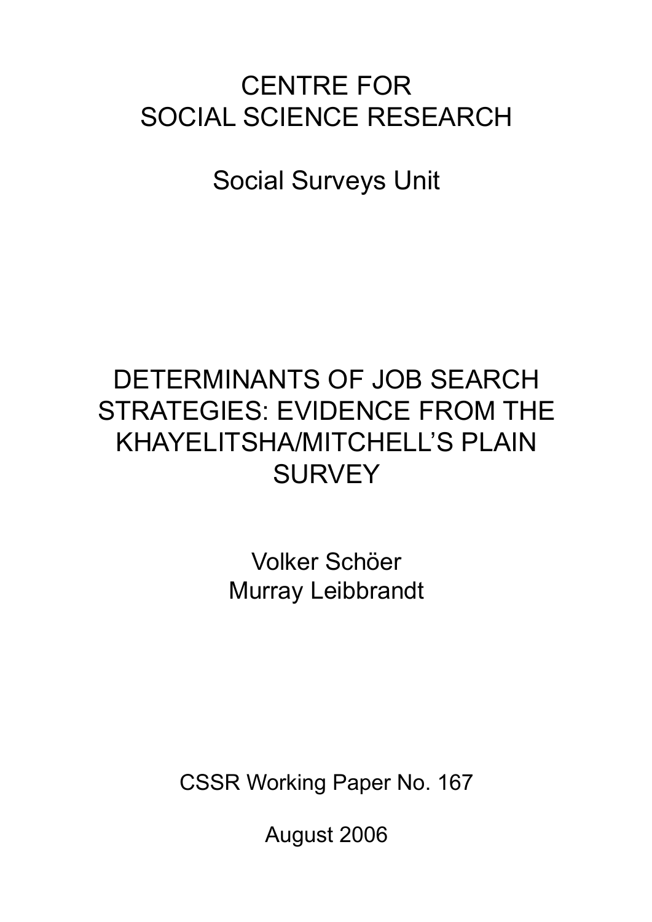# CENTRE FOR SOCIAL SCIENCE RESEARCH

## Social Surveys Unit

# DETERMINANTS OF JOB SEARCH STRATEGIES: EVIDENCE FROM THE KHAYELITSHA/MITCHELL'S PLAIN SURVEY

Volker Schöer
Murray Leibbrandt

CSSR Working Paper No. 167

August 2006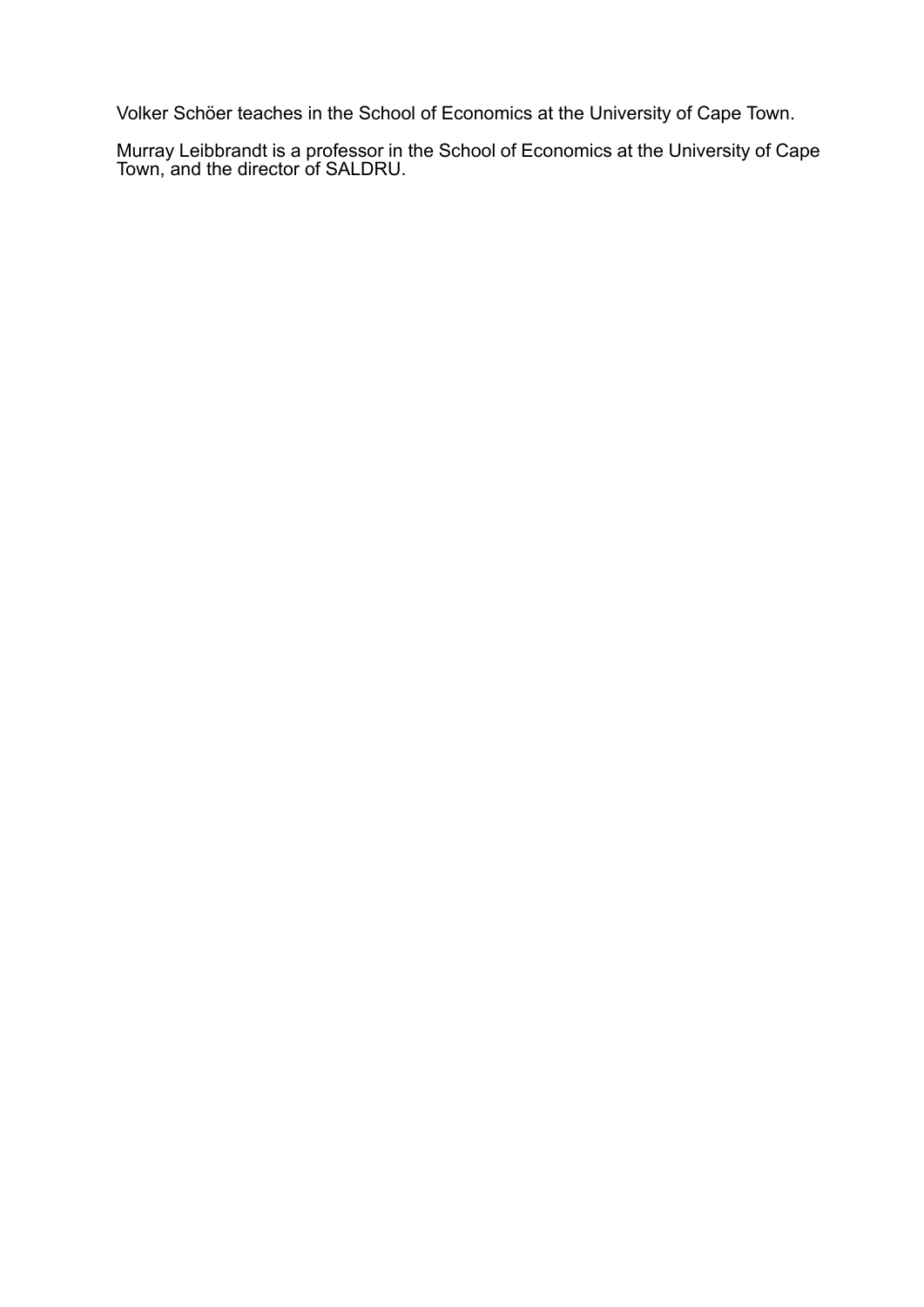Volker Schöer teaches in the School of Economics at the University of Cape Town.

Murray Leibbrandt is a professor in the School of Economics at the University of Cape Town, and the director of SALDRU.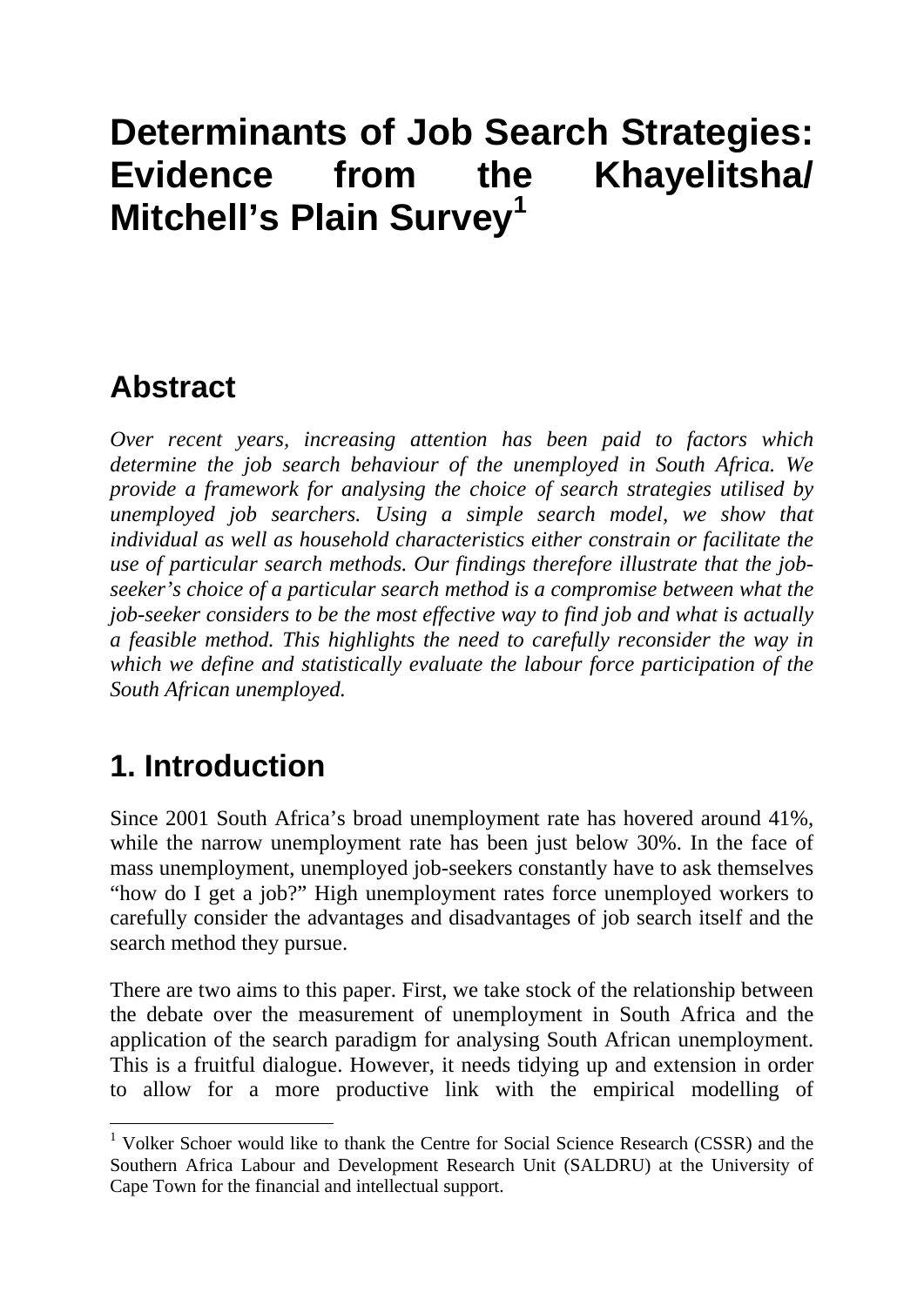# Determinants of Job Search Strategies: Evidence from the Khayelitsha/ Mitchell's Plain Survey[1]

## Abstract

*Over recent years, increasing attention has been paid to factors which determine the job search behaviour of the unemployed in South Africa. We provide a framework for analysing the choice of search strategies utilised by unemployed job searchers. Using a simple search model, we show that individual as well as household characteristics either constrain or facilitate the use of particular search methods. Our findings therefore illustrate that the job-seeker's choice of a particular search method is a compromise between what the job-seeker considers to be the most effective way to find job and what is actually a feasible method. This highlights the need to carefully reconsider the way in which we define and statistically evaluate the labour force participation of the South African unemployed.*

## 1. Introduction

Since 2001 South Africa's broad unemployment rate has hovered around 41%, while the narrow unemployment rate has been just below 30%. In the face of mass unemployment, unemployed job-seekers constantly have to ask themselves "how do I get a job?" High unemployment rates force unemployed workers to carefully consider the advantages and disadvantages of job search itself and the search method they pursue.

There are two aims to this paper. First, we take stock of the relationship between the debate over the measurement of unemployment in South Africa and the application of the search paradigm for analysing South African unemployment. This is a fruitful dialogue. However, it needs tidying up and extension in order to allow for a more productive link with the empirical modelling of

[1] Volker Schoer would like to thank the Centre for Social Science Research (CSSR) and the Southern Africa Labour and Development Research Unit (SALDRU) at the University of Cape Town for the financial and intellectual support.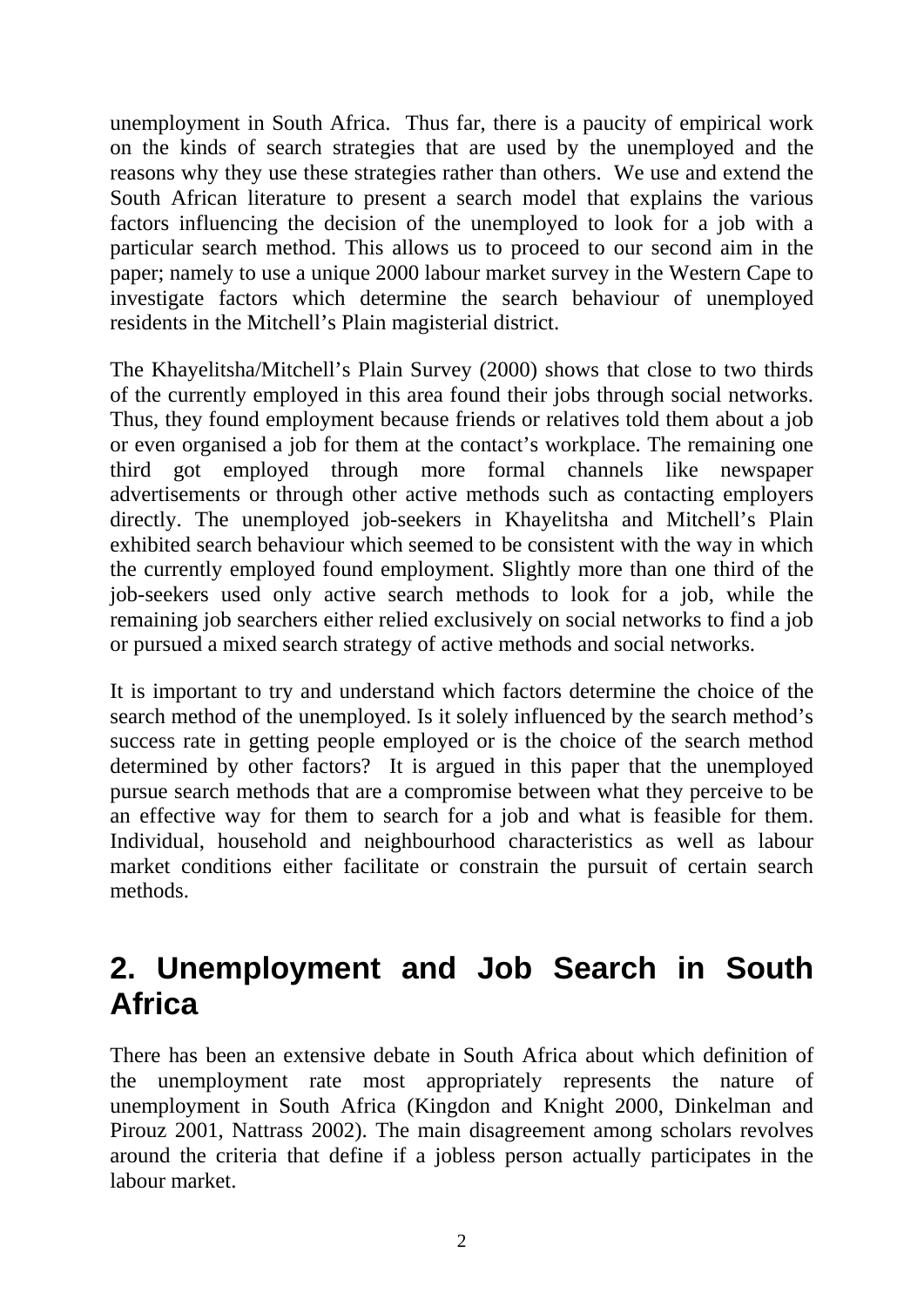unemployment in South Africa. Thus far, there is a paucity of empirical work on the kinds of search strategies that are used by the unemployed and the reasons why they use these strategies rather than others. We use and extend the South African literature to present a search model that explains the various factors influencing the decision of the unemployed to look for a job with a particular search method. This allows us to proceed to our second aim in the paper; namely to use a unique 2000 labour market survey in the Western Cape to investigate factors which determine the search behaviour of unemployed residents in the Mitchell's Plain magisterial district.

The Khayelitsha/Mitchell's Plain Survey (2000) shows that close to two thirds of the currently employed in this area found their jobs through social networks. Thus, they found employment because friends or relatives told them about a job or even organised a job for them at the contact's workplace. The remaining one third got employed through more formal channels like newspaper advertisements or through other active methods such as contacting employers directly. The unemployed job-seekers in Khayelitsha and Mitchell's Plain exhibited search behaviour which seemed to be consistent with the way in which the currently employed found employment. Slightly more than one third of the job-seekers used only active search methods to look for a job, while the remaining job searchers either relied exclusively on social networks to find a job or pursued a mixed search strategy of active methods and social networks.

It is important to try and understand which factors determine the choice of the search method of the unemployed. Is it solely influenced by the search method's success rate in getting people employed or is the choice of the search method determined by other factors? It is argued in this paper that the unemployed pursue search methods that are a compromise between what they perceive to be an effective way for them to search for a job and what is feasible for them. Individual, household and neighbourhood characteristics as well as labour market conditions either facilitate or constrain the pursuit of certain search methods.

## 2. Unemployment and Job Search in South Africa

There has been an extensive debate in South Africa about which definition of the unemployment rate most appropriately represents the nature of unemployment in South Africa (Kingdon and Knight 2000, Dinkelman and Pirouz 2001, Nattrass 2002). The main disagreement among scholars revolves around the criteria that define if a jobless person actually participates in the labour market.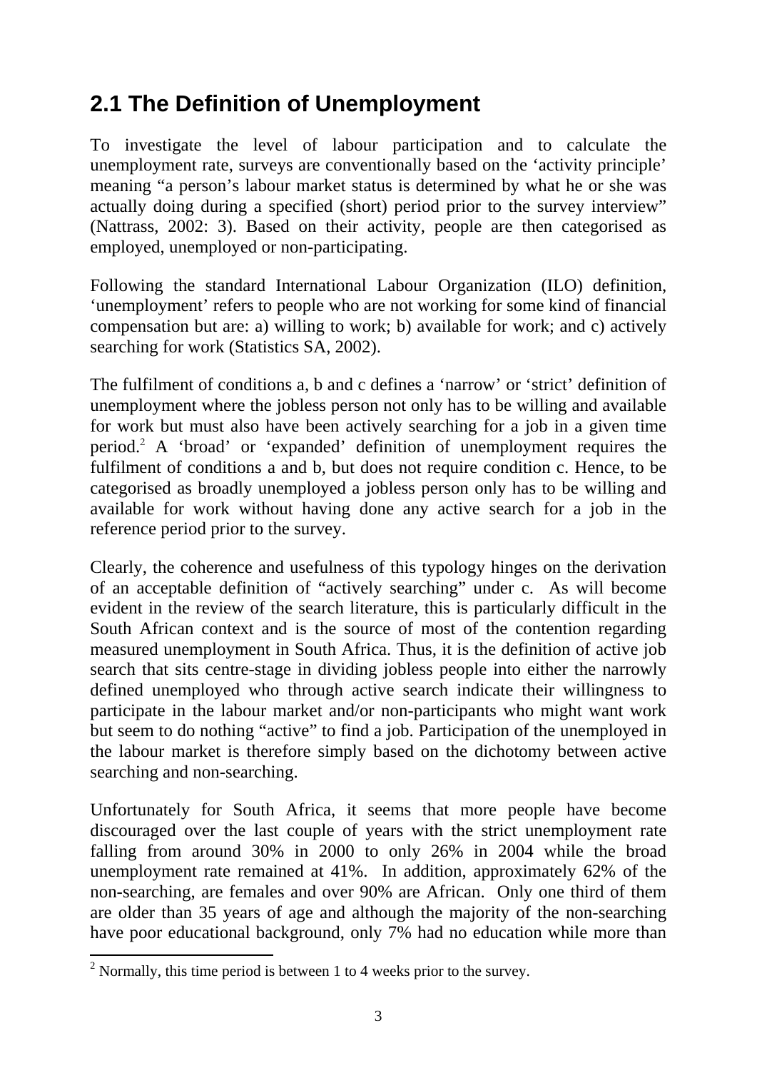## 2.1 The Definition of Unemployment

To investigate the level of labour participation and to calculate the unemployment rate, surveys are conventionally based on the 'activity principle' meaning "a person's labour market status is determined by what he or she was actually doing during a specified (short) period prior to the survey interview" (Nattrass, 2002: 3). Based on their activity, people are then categorised as employed, unemployed or non-participating.

Following the standard International Labour Organization (ILO) definition, 'unemployment' refers to people who are not working for some kind of financial compensation but are: a) willing to work; b) available for work; and c) actively searching for work (Statistics SA, 2002).

The fulfilment of conditions a, b and c defines a 'narrow' or 'strict' definition of unemployment where the jobless person not only has to be willing and available for work but must also have been actively searching for a job in a given time period.[2] A 'broad' or 'expanded' definition of unemployment requires the fulfilment of conditions a and b, but does not require condition c. Hence, to be categorised as broadly unemployed a jobless person only has to be willing and available for work without having done any active search for a job in the reference period prior to the survey.

Clearly, the coherence and usefulness of this typology hinges on the derivation of an acceptable definition of "actively searching" under c. As will become evident in the review of the search literature, this is particularly difficult in the South African context and is the source of most of the contention regarding measured unemployment in South Africa. Thus, it is the definition of active job search that sits centre-stage in dividing jobless people into either the narrowly defined unemployed who through active search indicate their willingness to participate in the labour market and/or non-participants who might want work but seem to do nothing "active" to find a job. Participation of the unemployed in the labour market is therefore simply based on the dichotomy between active searching and non-searching.

Unfortunately for South Africa, it seems that more people have become discouraged over the last couple of years with the strict unemployment rate falling from around 30% in 2000 to only 26% in 2004 while the broad unemployment rate remained at 41%. In addition, approximately 62% of the non-searching, are females and over 90% are African. Only one third of them are older than 35 years of age and although the majority of the non-searching have poor educational background, only 7% had no education while more than

[2] Normally, this time period is between 1 to 4 weeks prior to the survey.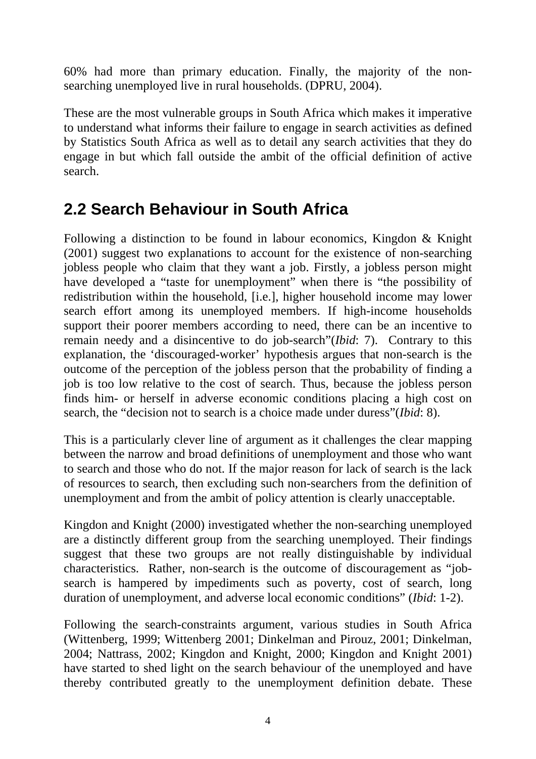60% had more than primary education. Finally, the majority of the non-searching unemployed live in rural households. (DPRU, 2004).

These are the most vulnerable groups in South Africa which makes it imperative to understand what informs their failure to engage in search activities as defined by Statistics South Africa as well as to detail any search activities that they do engage in but which fall outside the ambit of the official definition of active search.

## 2.2 Search Behaviour in South Africa

Following a distinction to be found in labour economics, Kingdon & Knight (2001) suggest two explanations to account for the existence of non-searching jobless people who claim that they want a job. Firstly, a jobless person might have developed a "taste for unemployment" when there is "the possibility of redistribution within the household, [i.e.], higher household income may lower search effort among its unemployed members. If high-income households support their poorer members according to need, there can be an incentive to remain needy and a disincentive to do job-search"(*Ibid*: 7). Contrary to this explanation, the 'discouraged-worker' hypothesis argues that non-search is the outcome of the perception of the jobless person that the probability of finding a job is too low relative to the cost of search. Thus, because the jobless person finds him- or herself in adverse economic conditions placing a high cost on search, the "decision not to search is a choice made under duress"(*Ibid*: 8).

This is a particularly clever line of argument as it challenges the clear mapping between the narrow and broad definitions of unemployment and those who want to search and those who do not. If the major reason for lack of search is the lack of resources to search, then excluding such non-searchers from the definition of unemployment and from the ambit of policy attention is clearly unacceptable.

Kingdon and Knight (2000) investigated whether the non-searching unemployed are a distinctly different group from the searching unemployed. Their findings suggest that these two groups are not really distinguishable by individual characteristics. Rather, non-search is the outcome of discouragement as "job-search is hampered by impediments such as poverty, cost of search, long duration of unemployment, and adverse local economic conditions" (*Ibid*: 1-2).

Following the search-constraints argument, various studies in South Africa (Wittenberg, 1999; Wittenberg 2001; Dinkelman and Pirouz, 2001; Dinkelman, 2004; Nattrass, 2002; Kingdon and Knight, 2000; Kingdon and Knight 2001) have started to shed light on the search behaviour of the unemployed and have thereby contributed greatly to the unemployment definition debate. These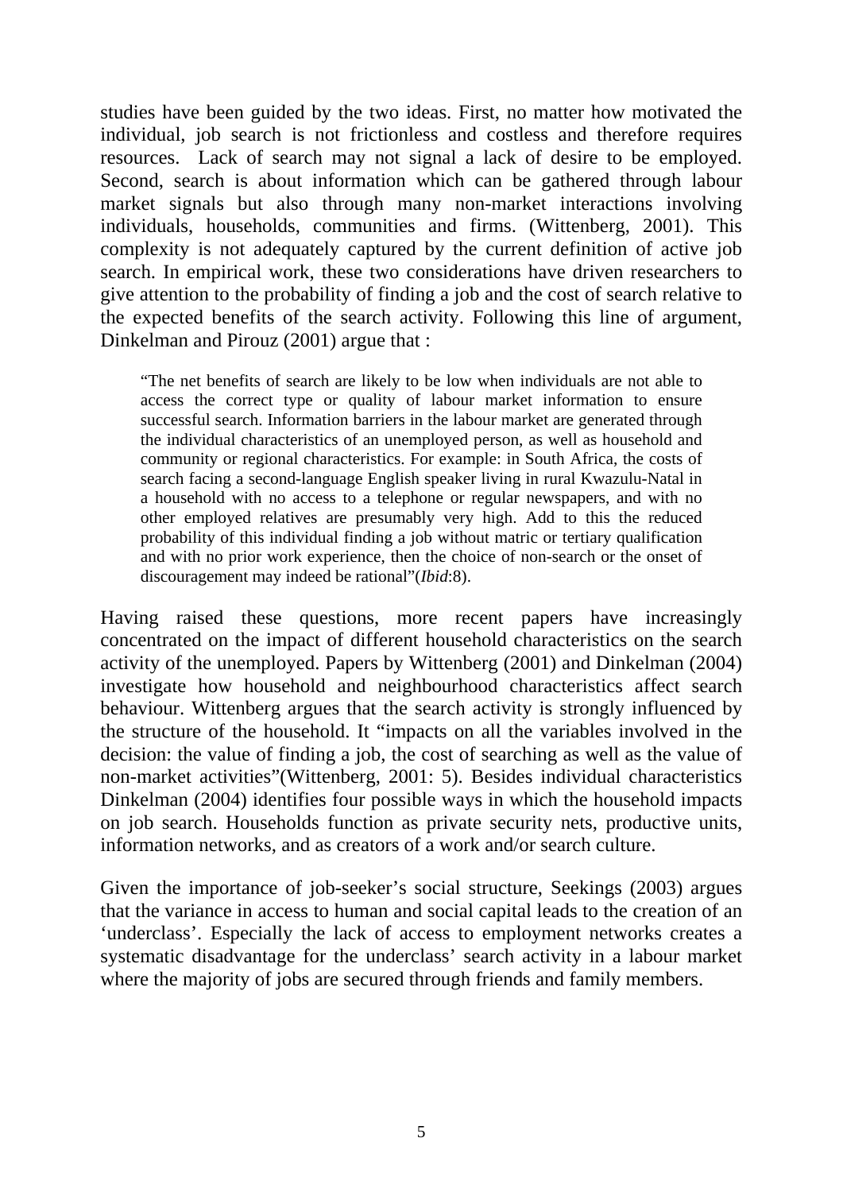studies have been guided by the two ideas. First, no matter how motivated the individual, job search is not frictionless and costless and therefore requires resources. Lack of search may not signal a lack of desire to be employed. Second, search is about information which can be gathered through labour market signals but also through many non-market interactions involving individuals, households, communities and firms. (Wittenberg, 2001). This complexity is not adequately captured by the current definition of active job search. In empirical work, these two considerations have driven researchers to give attention to the probability of finding a job and the cost of search relative to the expected benefits of the search activity. Following this line of argument, Dinkelman and Pirouz (2001) argue that :

> "The net benefits of search are likely to be low when individuals are not able to access the correct type or quality of labour market information to ensure successful search. Information barriers in the labour market are generated through the individual characteristics of an unemployed person, as well as household and community or regional characteristics. For example: in South Africa, the costs of search facing a second-language English speaker living in rural Kwazulu-Natal in a household with no access to a telephone or regular newspapers, and with no other employed relatives are presumably very high. Add to this the reduced probability of this individual finding a job without matric or tertiary qualification and with no prior work experience, then the choice of non-search or the onset of discouragement may indeed be rational"(*Ibid*:8).

Having raised these questions, more recent papers have increasingly concentrated on the impact of different household characteristics on the search activity of the unemployed. Papers by Wittenberg (2001) and Dinkelman (2004) investigate how household and neighbourhood characteristics affect search behaviour. Wittenberg argues that the search activity is strongly influenced by the structure of the household. It "impacts on all the variables involved in the decision: the value of finding a job, the cost of searching as well as the value of non-market activities"(Wittenberg, 2001: 5). Besides individual characteristics Dinkelman (2004) identifies four possible ways in which the household impacts on job search. Households function as private security nets, productive units, information networks, and as creators of a work and/or search culture.

Given the importance of job-seeker's social structure, Seekings (2003) argues that the variance in access to human and social capital leads to the creation of an 'underclass'. Especially the lack of access to employment networks creates a systematic disadvantage for the underclass' search activity in a labour market where the majority of jobs are secured through friends and family members.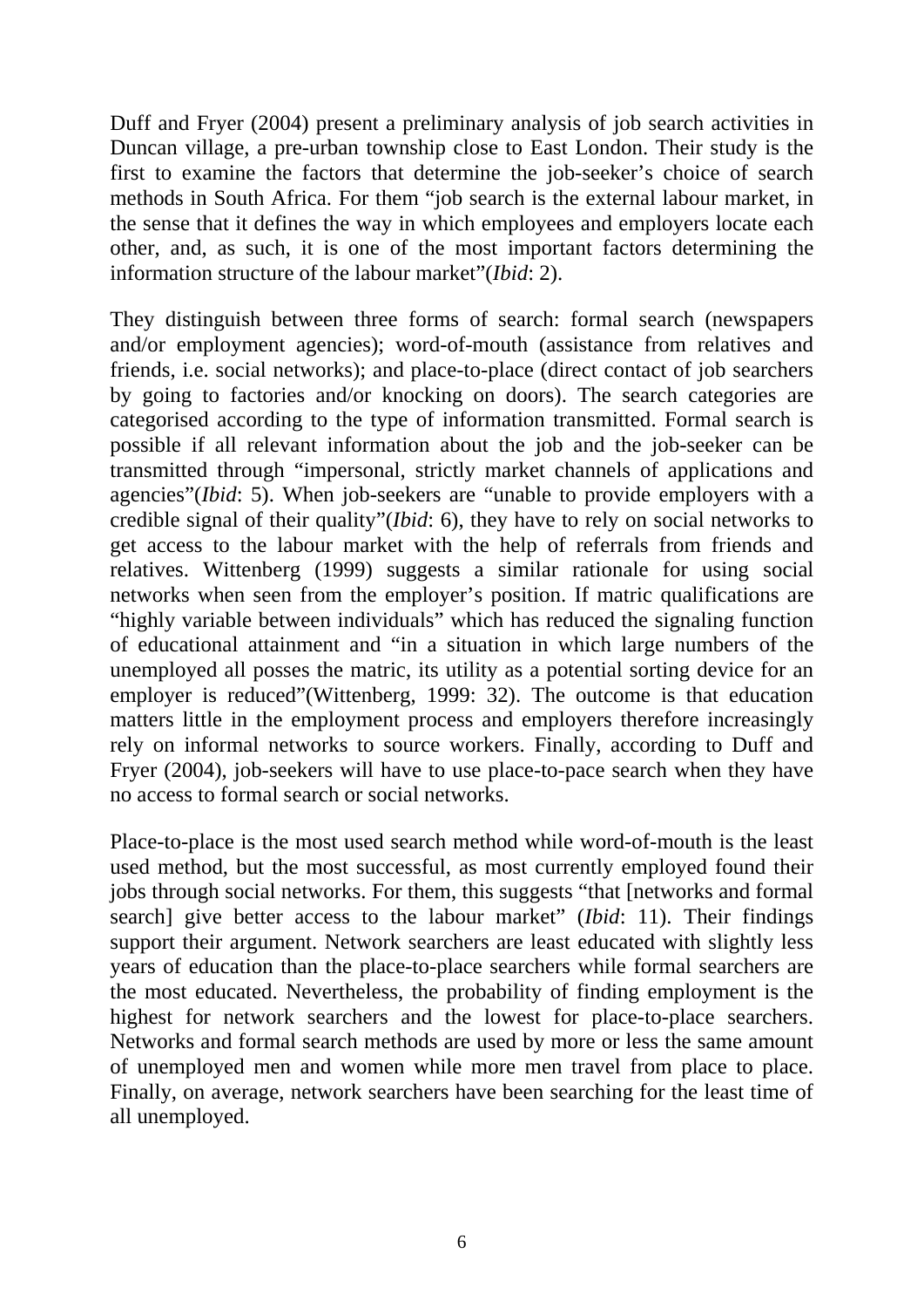Duff and Fryer (2004) present a preliminary analysis of job search activities in Duncan village, a pre-urban township close to East London. Their study is the first to examine the factors that determine the job-seeker's choice of search methods in South Africa. For them "job search is the external labour market, in the sense that it defines the way in which employees and employers locate each other, and, as such, it is one of the most important factors determining the information structure of the labour market"(*Ibid*: 2).

They distinguish between three forms of search: formal search (newspapers and/or employment agencies); word-of-mouth (assistance from relatives and friends, i.e. social networks); and place-to-place (direct contact of job searchers by going to factories and/or knocking on doors). The search categories are categorised according to the type of information transmitted. Formal search is possible if all relevant information about the job and the job-seeker can be transmitted through "impersonal, strictly market channels of applications and agencies"(*Ibid*: 5). When job-seekers are "unable to provide employers with a credible signal of their quality"(*Ibid*: 6), they have to rely on social networks to get access to the labour market with the help of referrals from friends and relatives. Wittenberg (1999) suggests a similar rationale for using social networks when seen from the employer's position. If matric qualifications are "highly variable between individuals" which has reduced the signaling function of educational attainment and "in a situation in which large numbers of the unemployed all posses the matric, its utility as a potential sorting device for an employer is reduced"(Wittenberg, 1999: 32). The outcome is that education matters little in the employment process and employers therefore increasingly rely on informal networks to source workers. Finally, according to Duff and Fryer (2004), job-seekers will have to use place-to-pace search when they have no access to formal search or social networks.

Place-to-place is the most used search method while word-of-mouth is the least used method, but the most successful, as most currently employed found their jobs through social networks. For them, this suggests "that [networks and formal search] give better access to the labour market" (*Ibid*: 11). Their findings support their argument. Network searchers are least educated with slightly less years of education than the place-to-place searchers while formal searchers are the most educated. Nevertheless, the probability of finding employment is the highest for network searchers and the lowest for place-to-place searchers. Networks and formal search methods are used by more or less the same amount of unemployed men and women while more men travel from place to place. Finally, on average, network searchers have been searching for the least time of all unemployed.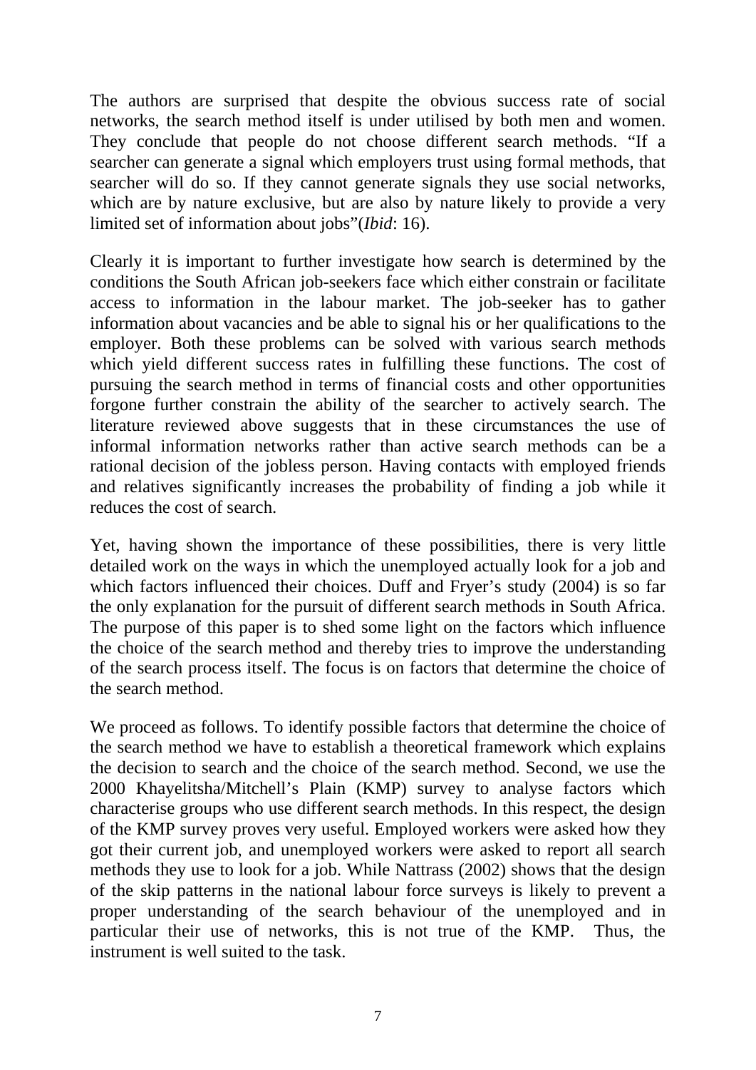The authors are surprised that despite the obvious success rate of social networks, the search method itself is under utilised by both men and women. They conclude that people do not choose different search methods. "If a searcher can generate a signal which employers trust using formal methods, that searcher will do so. If they cannot generate signals they use social networks, which are by nature exclusive, but are also by nature likely to provide a very limited set of information about jobs"(*Ibid*: 16).

Clearly it is important to further investigate how search is determined by the conditions the South African job-seekers face which either constrain or facilitate access to information in the labour market. The job-seeker has to gather information about vacancies and be able to signal his or her qualifications to the employer. Both these problems can be solved with various search methods which yield different success rates in fulfilling these functions. The cost of pursuing the search method in terms of financial costs and other opportunities forgone further constrain the ability of the searcher to actively search. The literature reviewed above suggests that in these circumstances the use of informal information networks rather than active search methods can be a rational decision of the jobless person. Having contacts with employed friends and relatives significantly increases the probability of finding a job while it reduces the cost of search.

Yet, having shown the importance of these possibilities, there is very little detailed work on the ways in which the unemployed actually look for a job and which factors influenced their choices. Duff and Fryer's study (2004) is so far the only explanation for the pursuit of different search methods in South Africa. The purpose of this paper is to shed some light on the factors which influence the choice of the search method and thereby tries to improve the understanding of the search process itself. The focus is on factors that determine the choice of the search method.

We proceed as follows. To identify possible factors that determine the choice of the search method we have to establish a theoretical framework which explains the decision to search and the choice of the search method. Second, we use the 2000 Khayelitsha/Mitchell's Plain (KMP) survey to analyse factors which characterise groups who use different search methods. In this respect, the design of the KMP survey proves very useful. Employed workers were asked how they got their current job, and unemployed workers were asked to report all search methods they use to look for a job. While Nattrass (2002) shows that the design of the skip patterns in the national labour force surveys is likely to prevent a proper understanding of the search behaviour of the unemployed and in particular their use of networks, this is not true of the KMP. Thus, the instrument is well suited to the task.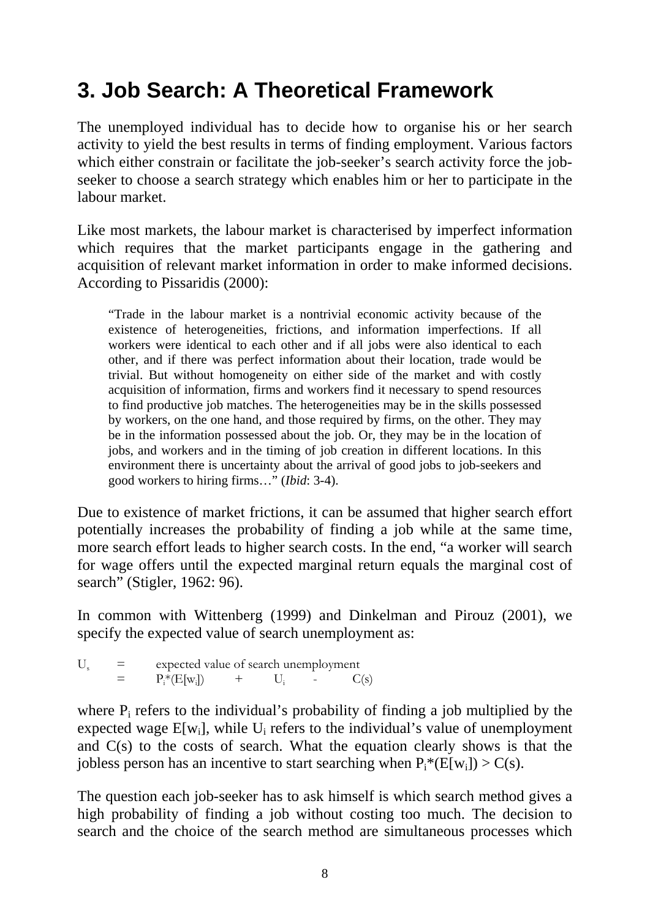## 3. Job Search: A Theoretical Framework

The unemployed individual has to decide how to organise his or her search activity to yield the best results in terms of finding employment. Various factors which either constrain or facilitate the job-seeker's search activity force the job-seeker to choose a search strategy which enables him or her to participate in the labour market.

Like most markets, the labour market is characterised by imperfect information which requires that the market participants engage in the gathering and acquisition of relevant market information in order to make informed decisions. According to Pissaridis (2000):

> "Trade in the labour market is a nontrivial economic activity because of the existence of heterogeneities, frictions, and information imperfections. If all workers were identical to each other and if all jobs were also identical to each other, and if there was perfect information about their location, trade would be trivial. But without homogeneity on either side of the market and with costly acquisition of information, firms and workers find it necessary to spend resources to find productive job matches. The heterogeneities may be in the skills possessed by workers, on the one hand, and those required by firms, on the other. They may be in the information possessed about the job. Or, they may be in the location of jobs, and workers and in the timing of job creation in different locations. In this environment there is uncertainty about the arrival of good jobs to job-seekers and good workers to hiring firms…" (*Ibid*: 3-4).

Due to existence of market frictions, it can be assumed that higher search effort potentially increases the probability of finding a job while at the same time, more search effort leads to higher search costs. In the end, "a worker will search for wage offers until the expected marginal return equals the marginal cost of search" (Stigler, 1962: 96).

In common with Wittenberg (1999) and Dinkelman and Pirouz (2001), we specify the expected value of search unemployment as:

$$U_s = \text{expected value of search unemployment}$$
$$= P_i*(E[w_i]) + U_i - C(s)$$

where $P_i$ refers to the individual's probability of finding a job multiplied by the expected wage $E[w_i]$, while $U_i$ refers to the individual's value of unemployment and $C(s)$ to the costs of search. What the equation clearly shows is that the jobless person has an incentive to start searching when $P_i*(E[w_i]) > C(s)$.

The question each job-seeker has to ask himself is which search method gives a high probability of finding a job without costing too much. The decision to search and the choice of the search method are simultaneous processes which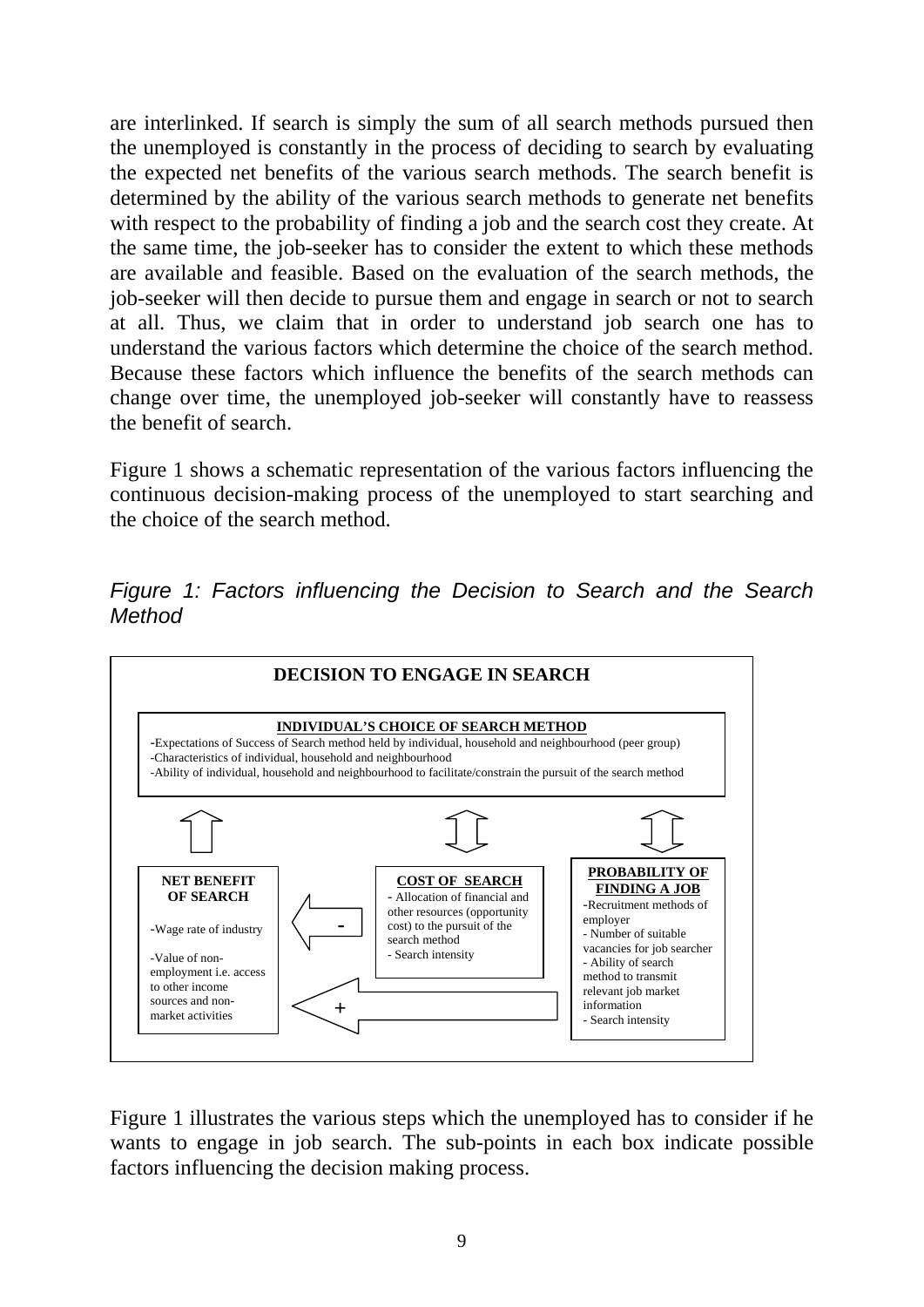are interlinked. If search is simply the sum of all search methods pursued then the unemployed is constantly in the process of deciding to search by evaluating the expected net benefits of the various search methods. The search benefit is determined by the ability of the various search methods to generate net benefits with respect to the probability of finding a job and the search cost they create. At the same time, the job-seeker has to consider the extent to which these methods are available and feasible. Based on the evaluation of the search methods, the job-seeker will then decide to pursue them and engage in search or not to search at all. Thus, we claim that in order to understand job search one has to understand the various factors which determine the choice of the search method. Because these factors which influence the benefits of the search methods can change over time, the unemployed job-seeker will constantly have to reassess the benefit of search.

Figure 1 shows a schematic representation of the various factors influencing the continuous decision-making process of the unemployed to start searching and the choice of the search method.

*Figure 1: Factors influencing the Decision to Search and the Search Method*

**DECISION TO ENGAGE IN SEARCH**

**INDIVIDUAL'S CHOICE OF SEARCH METHOD**
- Expectations of Success of Search method held by individual, household and neighbourhood (peer group)
- Characteristics of individual, household and neighbourhood
- Ability of individual, household and neighbourhood to facilitate/constrain the pursuit of the search method

**NET BENEFIT OF SEARCH**
- Wage rate of industry
- Value of non-employment i.e. access to other income sources and non-market activities

**COST OF SEARCH** (−)
- Allocation of financial and other resources (opportunity cost) to the pursuit of the search method
- Search intensity

**PROBABILITY OF FINDING A JOB** (+)
- Recruitment methods of employer
- Number of suitable vacancies for job searcher
- Ability of search method to transmit relevant job market information
- Search intensity

Figure 1 illustrates the various steps which the unemployed has to consider if he wants to engage in job search. The sub-points in each box indicate possible factors influencing the decision making process.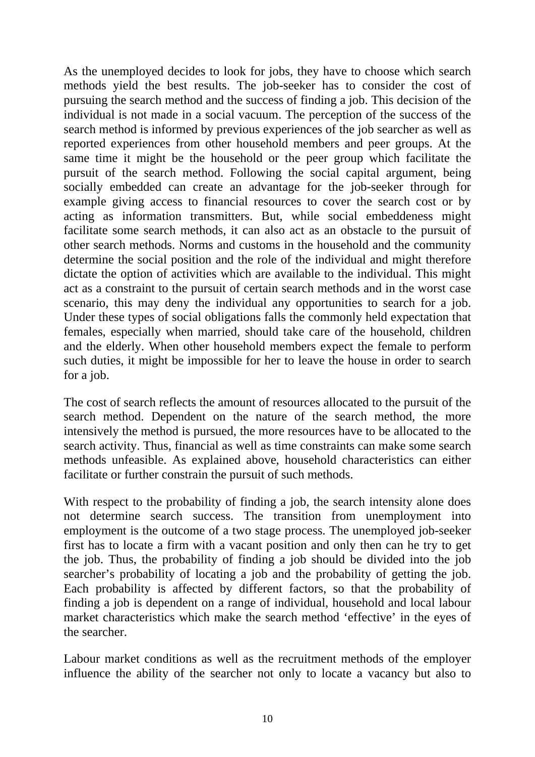As the unemployed decides to look for jobs, they have to choose which search methods yield the best results. The job-seeker has to consider the cost of pursuing the search method and the success of finding a job. This decision of the individual is not made in a social vacuum. The perception of the success of the search method is informed by previous experiences of the job searcher as well as reported experiences from other household members and peer groups. At the same time it might be the household or the peer group which facilitate the pursuit of the search method. Following the social capital argument, being socially embedded can create an advantage for the job-seeker through for example giving access to financial resources to cover the search cost or by acting as information transmitters. But, while social embeddeness might facilitate some search methods, it can also act as an obstacle to the pursuit of other search methods. Norms and customs in the household and the community determine the social position and the role of the individual and might therefore dictate the option of activities which are available to the individual. This might act as a constraint to the pursuit of certain search methods and in the worst case scenario, this may deny the individual any opportunities to search for a job. Under these types of social obligations falls the commonly held expectation that females, especially when married, should take care of the household, children and the elderly. When other household members expect the female to perform such duties, it might be impossible for her to leave the house in order to search for a job.

The cost of search reflects the amount of resources allocated to the pursuit of the search method. Dependent on the nature of the search method, the more intensively the method is pursued, the more resources have to be allocated to the search activity. Thus, financial as well as time constraints can make some search methods unfeasible. As explained above, household characteristics can either facilitate or further constrain the pursuit of such methods.

With respect to the probability of finding a job, the search intensity alone does not determine search success. The transition from unemployment into employment is the outcome of a two stage process. The unemployed job-seeker first has to locate a firm with a vacant position and only then can he try to get the job. Thus, the probability of finding a job should be divided into the job searcher's probability of locating a job and the probability of getting the job. Each probability is affected by different factors, so that the probability of finding a job is dependent on a range of individual, household and local labour market characteristics which make the search method 'effective' in the eyes of the searcher.

Labour market conditions as well as the recruitment methods of the employer influence the ability of the searcher not only to locate a vacancy but also to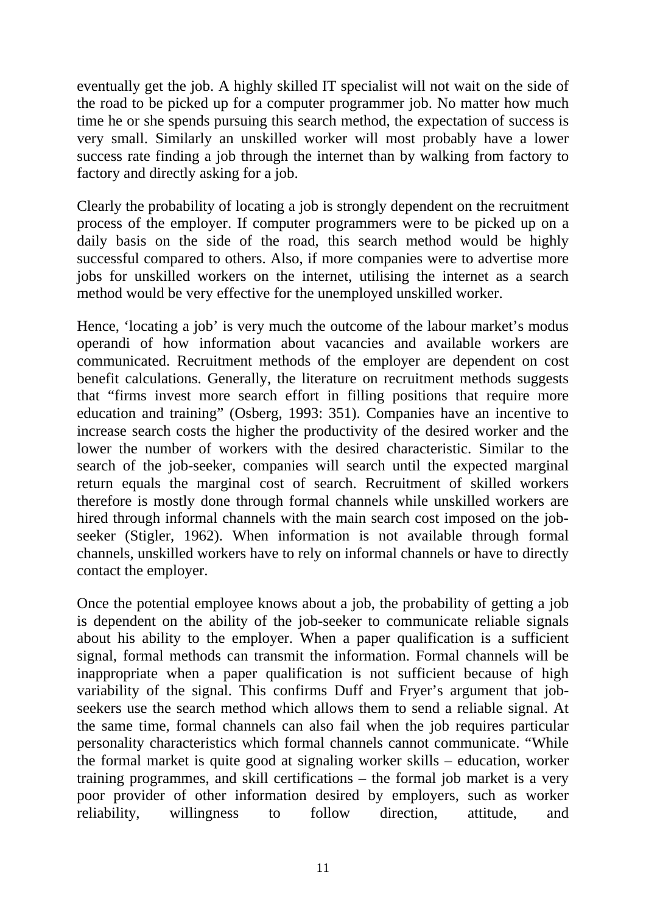eventually get the job. A highly skilled IT specialist will not wait on the side of the road to be picked up for a computer programmer job. No matter how much time he or she spends pursuing this search method, the expectation of success is very small. Similarly an unskilled worker will most probably have a lower success rate finding a job through the internet than by walking from factory to factory and directly asking for a job.

Clearly the probability of locating a job is strongly dependent on the recruitment process of the employer. If computer programmers were to be picked up on a daily basis on the side of the road, this search method would be highly successful compared to others. Also, if more companies were to advertise more jobs for unskilled workers on the internet, utilising the internet as a search method would be very effective for the unemployed unskilled worker.

Hence, 'locating a job' is very much the outcome of the labour market's modus operandi of how information about vacancies and available workers are communicated. Recruitment methods of the employer are dependent on cost benefit calculations. Generally, the literature on recruitment methods suggests that "firms invest more search effort in filling positions that require more education and training" (Osberg, 1993: 351). Companies have an incentive to increase search costs the higher the productivity of the desired worker and the lower the number of workers with the desired characteristic. Similar to the search of the job-seeker, companies will search until the expected marginal return equals the marginal cost of search. Recruitment of skilled workers therefore is mostly done through formal channels while unskilled workers are hired through informal channels with the main search cost imposed on the job-seeker (Stigler, 1962). When information is not available through formal channels, unskilled workers have to rely on informal channels or have to directly contact the employer.

Once the potential employee knows about a job, the probability of getting a job is dependent on the ability of the job-seeker to communicate reliable signals about his ability to the employer. When a paper qualification is a sufficient signal, formal methods can transmit the information. Formal channels will be inappropriate when a paper qualification is not sufficient because of high variability of the signal. This confirms Duff and Fryer's argument that job-seekers use the search method which allows them to send a reliable signal. At the same time, formal channels can also fail when the job requires particular personality characteristics which formal channels cannot communicate. "While the formal market is quite good at signaling worker skills – education, worker training programmes, and skill certifications – the formal job market is a very poor provider of other information desired by employers, such as worker reliability, willingness to follow direction, attitude, and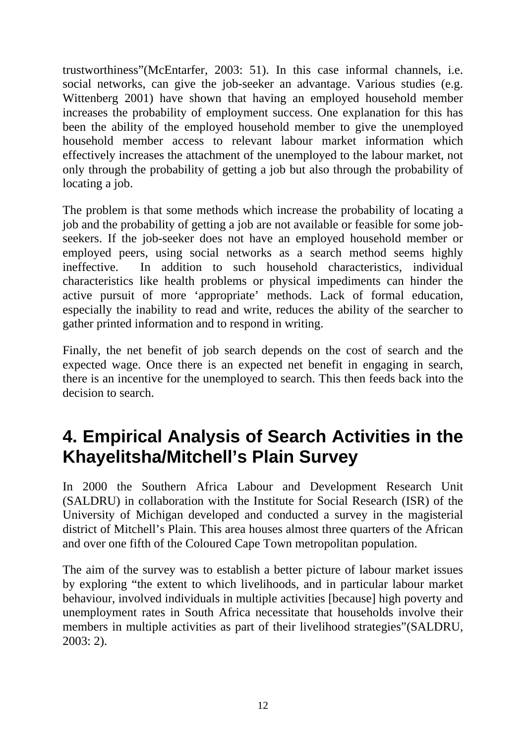trustworthiness”(McEntarfer, 2003: 51). In this case informal channels, i.e. social networks, can give the job-seeker an advantage. Various studies (e.g. Wittenberg 2001) have shown that having an employed household member increases the probability of employment success. One explanation for this has been the ability of the employed household member to give the unemployed household member access to relevant labour market information which effectively increases the attachment of the unemployed to the labour market, not only through the probability of getting a job but also through the probability of locating a job.

The problem is that some methods which increase the probability of locating a job and the probability of getting a job are not available or feasible for some job-seekers. If the job-seeker does not have an employed household member or employed peers, using social networks as a search method seems highly ineffective. In addition to such household characteristics, individual characteristics like health problems or physical impediments can hinder the active pursuit of more ‘appropriate’ methods. Lack of formal education, especially the inability to read and write, reduces the ability of the searcher to gather printed information and to respond in writing.

Finally, the net benefit of job search depends on the cost of search and the expected wage. Once there is an expected net benefit in engaging in search, there is an incentive for the unemployed to search. This then feeds back into the decision to search.

# 4. Empirical Analysis of Search Activities in the Khayelitsha/Mitchell’s Plain Survey

In 2000 the Southern Africa Labour and Development Research Unit (SALDRU) in collaboration with the Institute for Social Research (ISR) of the University of Michigan developed and conducted a survey in the magisterial district of Mitchell’s Plain. This area houses almost three quarters of the African and over one fifth of the Coloured Cape Town metropolitan population.

The aim of the survey was to establish a better picture of labour market issues by exploring “the extent to which livelihoods, and in particular labour market behaviour, involved individuals in multiple activities [because] high poverty and unemployment rates in South Africa necessitate that households involve their members in multiple activities as part of their livelihood strategies”(SALDRU, 2003: 2).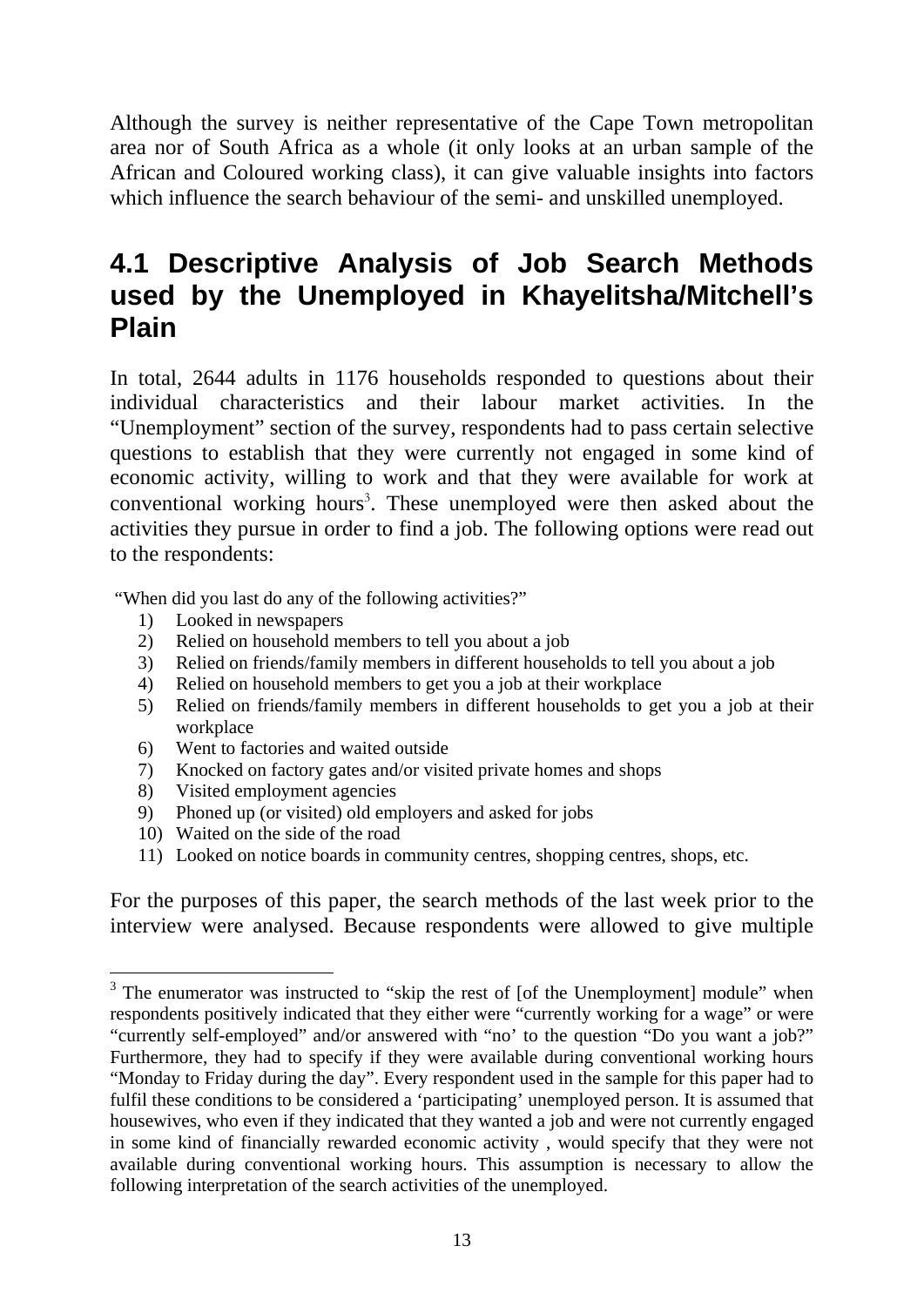Although the survey is neither representative of the Cape Town metropolitan area nor of South Africa as a whole (it only looks at an urban sample of the African and Coloured working class), it can give valuable insights into factors which influence the search behaviour of the semi- and unskilled unemployed.

## 4.1 Descriptive Analysis of Job Search Methods used by the Unemployed in Khayelitsha/Mitchell's Plain

In total, 2644 adults in 1176 households responded to questions about their individual characteristics and their labour market activities. In the "Unemployment" section of the survey, respondents had to pass certain selective questions to establish that they were currently not engaged in some kind of economic activity, willing to work and that they were available for work at conventional working hours[3]. These unemployed were then asked about the activities they pursue in order to find a job. The following options were read out to the respondents:

"When did you last do any of the following activities?"

1) Looked in newspapers
2) Relied on household members to tell you about a job
3) Relied on friends/family members in different households to tell you about a job
4) Relied on household members to get you a job at their workplace
5) Relied on friends/family members in different households to get you a job at their workplace
6) Went to factories and waited outside
7) Knocked on factory gates and/or visited private homes and shops
8) Visited employment agencies
9) Phoned up (or visited) old employers and asked for jobs
10) Waited on the side of the road
11) Looked on notice boards in community centres, shopping centres, shops, etc.

For the purposes of this paper, the search methods of the last week prior to the interview were analysed. Because respondents were allowed to give multiple

[3] The enumerator was instructed to "skip the rest of [of the Unemployment] module" when respondents positively indicated that they either were "currently working for a wage" or were "currently self-employed" and/or answered with "no' to the question "Do you want a job?" Furthermore, they had to specify if they were available during conventional working hours "Monday to Friday during the day". Every respondent used in the sample for this paper had to fulfil these conditions to be considered a 'participating' unemployed person. It is assumed that housewives, who even if they indicated that they wanted a job and were not currently engaged in some kind of financially rewarded economic activity , would specify that they were not available during conventional working hours. This assumption is necessary to allow the following interpretation of the search activities of the unemployed.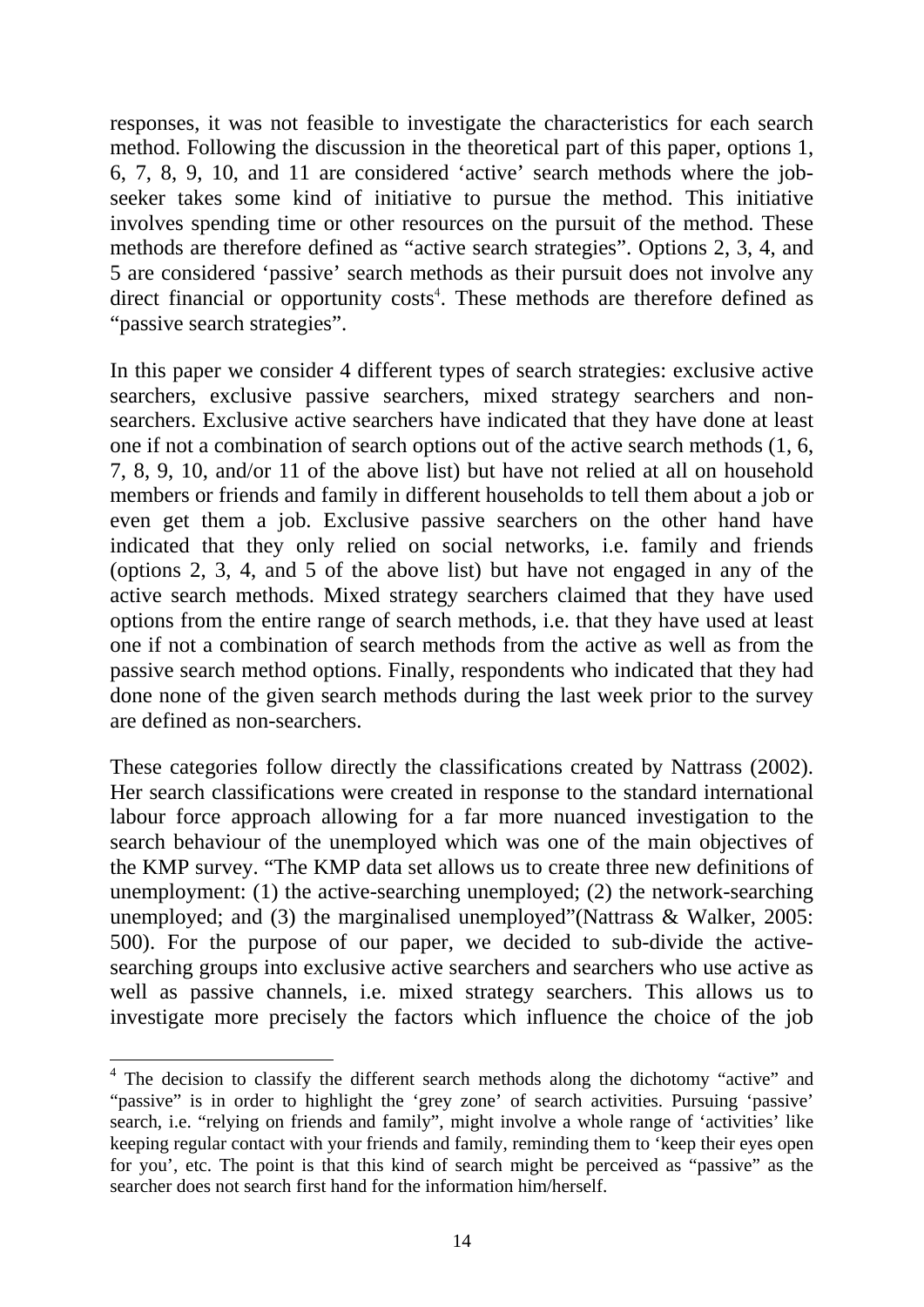responses, it was not feasible to investigate the characteristics for each search method. Following the discussion in the theoretical part of this paper, options 1, 6, 7, 8, 9, 10, and 11 are considered 'active' search methods where the job-seeker takes some kind of initiative to pursue the method. This initiative involves spending time or other resources on the pursuit of the method. These methods are therefore defined as "active search strategies". Options 2, 3, 4, and 5 are considered 'passive' search methods as their pursuit does not involve any direct financial or opportunity costs[4]. These methods are therefore defined as "passive search strategies".

In this paper we consider 4 different types of search strategies: exclusive active searchers, exclusive passive searchers, mixed strategy searchers and non-searchers. Exclusive active searchers have indicated that they have done at least one if not a combination of search options out of the active search methods (1, 6, 7, 8, 9, 10, and/or 11 of the above list) but have not relied at all on household members or friends and family in different households to tell them about a job or even get them a job. Exclusive passive searchers on the other hand have indicated that they only relied on social networks, i.e. family and friends (options 2, 3, 4, and 5 of the above list) but have not engaged in any of the active search methods. Mixed strategy searchers claimed that they have used options from the entire range of search methods, i.e. that they have used at least one if not a combination of search methods from the active as well as from the passive search method options. Finally, respondents who indicated that they had done none of the given search methods during the last week prior to the survey are defined as non-searchers.

These categories follow directly the classifications created by Nattrass (2002). Her search classifications were created in response to the standard international labour force approach allowing for a far more nuanced investigation to the search behaviour of the unemployed which was one of the main objectives of the KMP survey. "The KMP data set allows us to create three new definitions of unemployment: (1) the active-searching unemployed; (2) the network-searching unemployed; and (3) the marginalised unemployed"(Nattrass & Walker, 2005: 500). For the purpose of our paper, we decided to sub-divide the active-searching groups into exclusive active searchers and searchers who use active as well as passive channels, i.e. mixed strategy searchers. This allows us to investigate more precisely the factors which influence the choice of the job

---

[4] The decision to classify the different search methods along the dichotomy "active" and "passive" is in order to highlight the 'grey zone' of search activities. Pursuing 'passive' search, i.e. "relying on friends and family", might involve a whole range of 'activities' like keeping regular contact with your friends and family, reminding them to 'keep their eyes open for you', etc. The point is that this kind of search might be perceived as "passive" as the searcher does not search first hand for the information him/herself.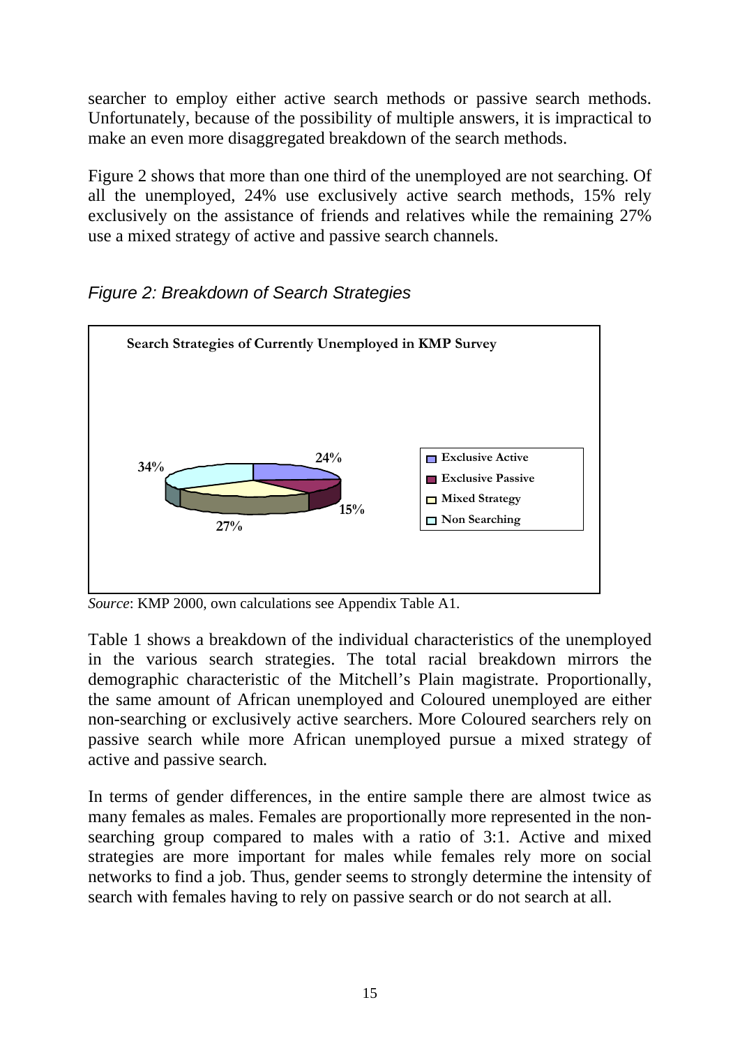searcher to employ either active search methods or passive search methods. Unfortunately, because of the possibility of multiple answers, it is impractical to make an even more disaggregated breakdown of the search methods.

Figure 2 shows that more than one third of the unemployed are not searching. Of all the unemployed, 24% use exclusively active search methods, 15% rely exclusively on the assistance of friends and relatives while the remaining 27% use a mixed strategy of active and passive search channels.

*Figure 2: Breakdown of Search Strategies*

**Search Strategies of Currently Unemployed in KMP Survey**

| Strategy | Share |
|---|---|
| Exclusive Active | 24% |
| Exclusive Passive | 15% |
| Mixed Strategy | 27% |
| Non Searching | 34% |

*Source*: KMP 2000, own calculations see Appendix Table A1.

Table 1 shows a breakdown of the individual characteristics of the unemployed in the various search strategies. The total racial breakdown mirrors the demographic characteristic of the Mitchell's Plain magistrate. Proportionally, the same amount of African unemployed and Coloured unemployed are either non-searching or exclusively active searchers. More Coloured searchers rely on passive search while more African unemployed pursue a mixed strategy of active and passive search.

In terms of gender differences, in the entire sample there are almost twice as many females as males. Females are proportionally more represented in the non-searching group compared to males with a ratio of 3:1. Active and mixed strategies are more important for males while females rely more on social networks to find a job. Thus, gender seems to strongly determine the intensity of search with females having to rely on passive search or do not search at all.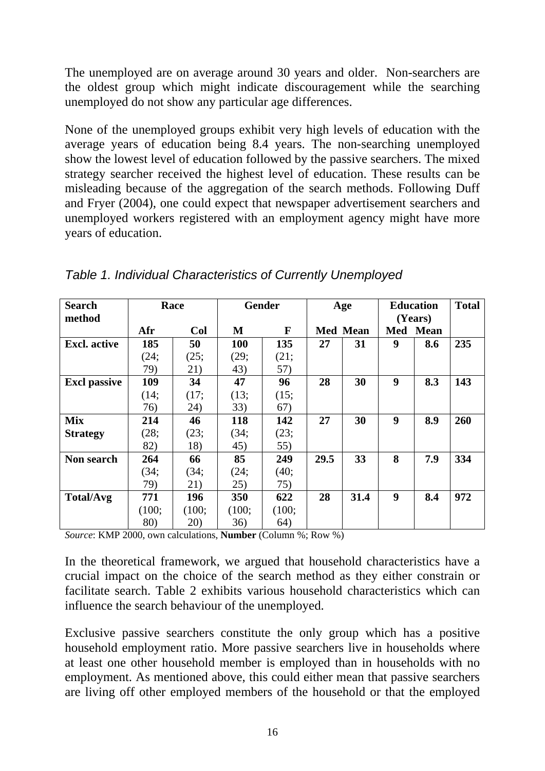The unemployed are on average around 30 years and older. Non-searchers are the oldest group which might indicate discouragement while the searching unemployed do not show any particular age differences.

None of the unemployed groups exhibit very high levels of education with the average years of education being 8.4 years. The non-searching unemployed show the lowest level of education followed by the passive searchers. The mixed strategy searcher received the highest level of education. These results can be misleading because of the aggregation of the search methods. Following Duff and Fryer (2004), one could expect that newspaper advertisement searchers and unemployed workers registered with an employment agency might have more years of education.

*Table 1. Individual Characteristics of Currently Unemployed*

| Search method | Race | | Gender | | Age | | Education (Years) | | Total |
|---|---|---|---|---|---|---|---|---|---|
| | Afr | Col | M | F | Med | Mean | Med | Mean | |
| **Excl. active** | **185** (24; 79) | **50** (25; 21) | **100** (29; 43) | **135** (21; 57) | **27** | **31** | **9** | **8.6** | **235** |
| **Excl passive** | **109** (14; 76) | **34** (17; 24) | **47** (13; 33) | **96** (15; 67) | **28** | **30** | **9** | **8.3** | **143** |
| **Mix Strategy** | **214** (28; 82) | **46** (23; 18) | **118** (34; 45) | **142** (23; 55) | **27** | **30** | **9** | **8.9** | **260** |
| **Non search** | **264** (34; 79) | **66** (34; 21) | **85** (24; 25) | **249** (40; 75) | **29.5** | **33** | **8** | **7.9** | **334** |
| **Total/Avg** | **771** (100; 80) | **196** (100; 20) | **350** (100; 36) | **622** (100; 64) | **28** | **31.4** | **9** | **8.4** | **972** |

*Source*: KMP 2000, own calculations, **Number** (Column %; Row %)

In the theoretical framework, we argued that household characteristics have a crucial impact on the choice of the search method as they either constrain or facilitate search. Table 2 exhibits various household characteristics which can influence the search behaviour of the unemployed.

Exclusive passive searchers constitute the only group which has a positive household employment ratio. More passive searchers live in households where at least one other household member is employed than in households with no employment. As mentioned above, this could either mean that passive searchers are living off other employed members of the household or that the employed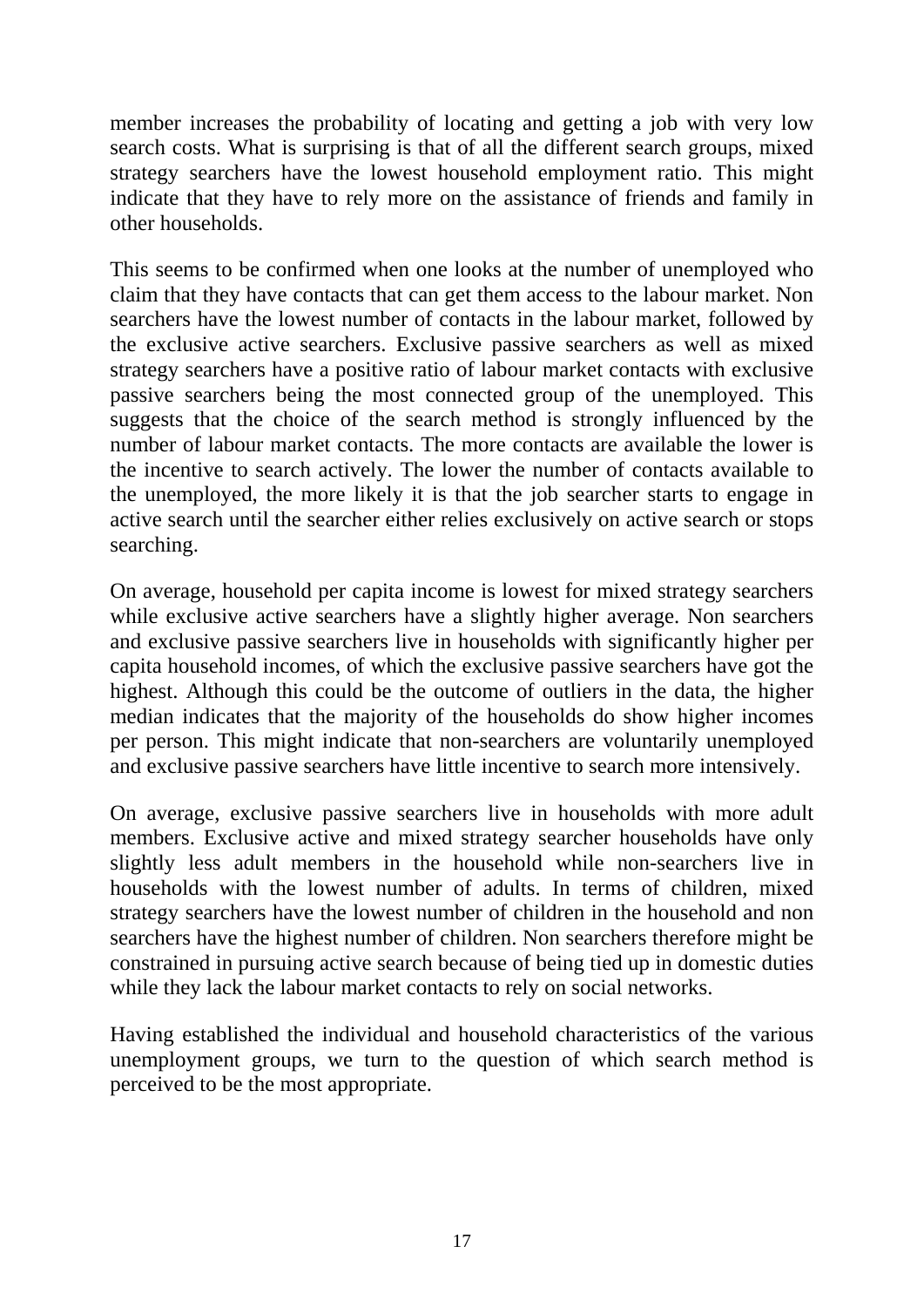member increases the probability of locating and getting a job with very low search costs. What is surprising is that of all the different search groups, mixed strategy searchers have the lowest household employment ratio. This might indicate that they have to rely more on the assistance of friends and family in other households.

This seems to be confirmed when one looks at the number of unemployed who claim that they have contacts that can get them access to the labour market. Non searchers have the lowest number of contacts in the labour market, followed by the exclusive active searchers. Exclusive passive searchers as well as mixed strategy searchers have a positive ratio of labour market contacts with exclusive passive searchers being the most connected group of the unemployed. This suggests that the choice of the search method is strongly influenced by the number of labour market contacts. The more contacts are available the lower is the incentive to search actively. The lower the number of contacts available to the unemployed, the more likely it is that the job searcher starts to engage in active search until the searcher either relies exclusively on active search or stops searching.

On average, household per capita income is lowest for mixed strategy searchers while exclusive active searchers have a slightly higher average. Non searchers and exclusive passive searchers live in households with significantly higher per capita household incomes, of which the exclusive passive searchers have got the highest. Although this could be the outcome of outliers in the data, the higher median indicates that the majority of the households do show higher incomes per person. This might indicate that non-searchers are voluntarily unemployed and exclusive passive searchers have little incentive to search more intensively.

On average, exclusive passive searchers live in households with more adult members. Exclusive active and mixed strategy searcher households have only slightly less adult members in the household while non-searchers live in households with the lowest number of adults. In terms of children, mixed strategy searchers have the lowest number of children in the household and non searchers have the highest number of children. Non searchers therefore might be constrained in pursuing active search because of being tied up in domestic duties while they lack the labour market contacts to rely on social networks.

Having established the individual and household characteristics of the various unemployment groups, we turn to the question of which search method is perceived to be the most appropriate.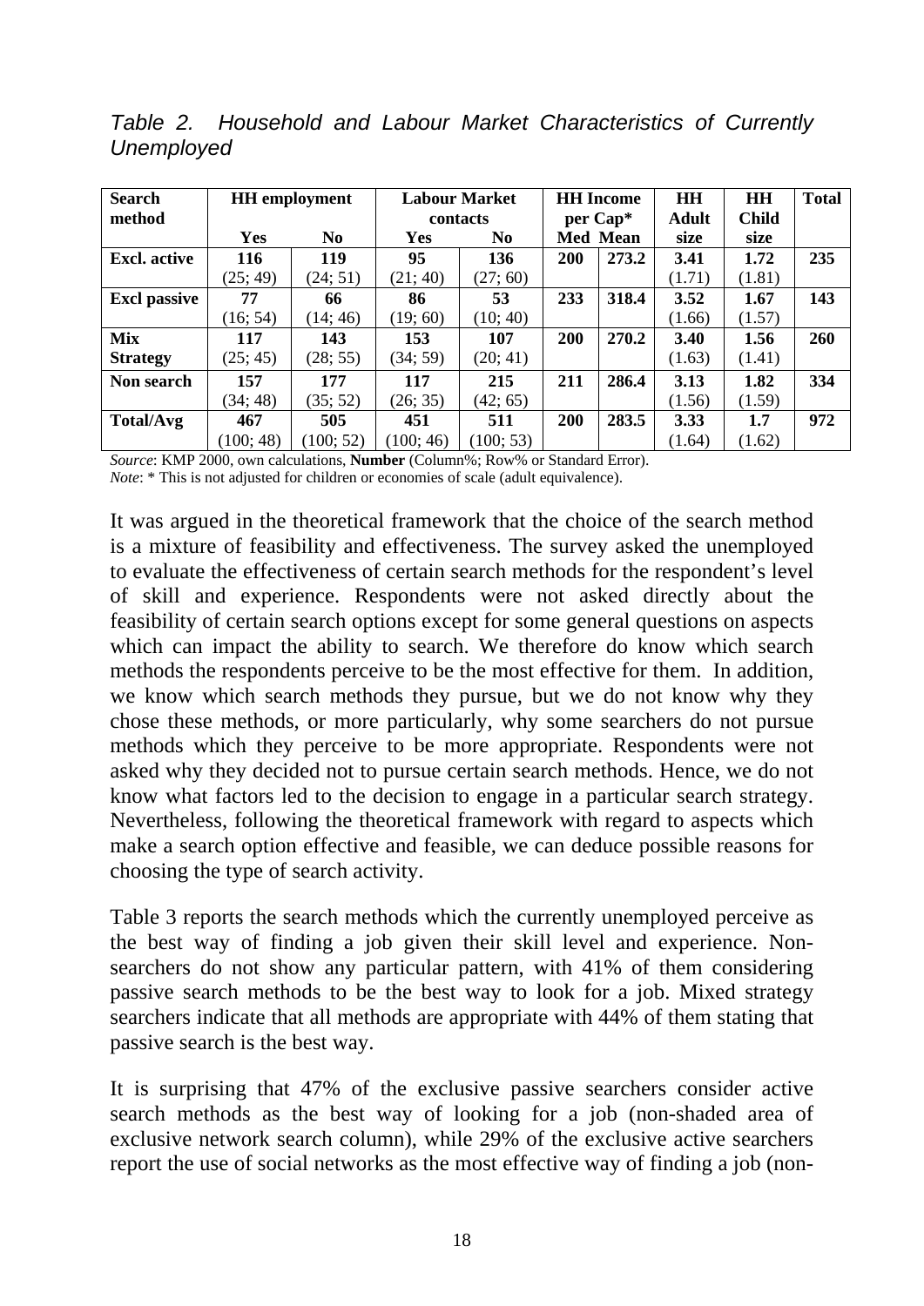*Table 2. Household and Labour Market Characteristics of Currently Unemployed*

| Search method | HH employment | | Labour Market contacts | | HH Income per Cap* | | HH Adult size | HH Child size | Total |
|---|---|---|---|---|---|---|---|---|---|
| | Yes | No | Yes | No | Med | Mean | | | |
| **Excl. active** | **116** (25; 49) | **119** (24; 51) | **95** (21; 40) | **136** (27; 60) | **200** | **273.2** | **3.41** (1.71) | **1.72** (1.81) | **235** |
| **Excl passive** | **77** (16; 54) | **66** (14; 46) | **86** (19; 60) | **53** (10; 40) | **233** | **318.4** | **3.52** (1.66) | **1.67** (1.57) | **143** |
| **Mix Strategy** | **117** (25; 45) | **143** (28; 55) | **153** (34; 59) | **107** (20; 41) | **200** | **270.2** | **3.40** (1.63) | **1.56** (1.41) | **260** |
| **Non search** | **157** (34; 48) | **177** (35; 52) | **117** (26; 35) | **215** (42; 65) | **211** | **286.4** | **3.13** (1.56) | **1.82** (1.59) | **334** |
| **Total/Avg** | **467** (100; 48) | **505** (100; 52) | **451** (100; 46) | **511** (100; 53) | **200** | **283.5** | **3.33** (1.64) | **1.7** (1.62) | **972** |

*Source*: KMP 2000, own calculations, **Number** (Column%; Row% or Standard Error).
*Note*: * This is not adjusted for children or economies of scale (adult equivalence).

It was argued in the theoretical framework that the choice of the search method is a mixture of feasibility and effectiveness. The survey asked the unemployed to evaluate the effectiveness of certain search methods for the respondent's level of skill and experience. Respondents were not asked directly about the feasibility of certain search options except for some general questions on aspects which can impact the ability to search. We therefore do know which search methods the respondents perceive to be the most effective for them. In addition, we know which search methods they pursue, but we do not know why they chose these methods, or more particularly, why some searchers do not pursue methods which they perceive to be more appropriate. Respondents were not asked why they decided not to pursue certain search methods. Hence, we do not know what factors led to the decision to engage in a particular search strategy. Nevertheless, following the theoretical framework with regard to aspects which make a search option effective and feasible, we can deduce possible reasons for choosing the type of search activity.

Table 3 reports the search methods which the currently unemployed perceive as the best way of finding a job given their skill level and experience. Non-searchers do not show any particular pattern, with 41% of them considering passive search methods to be the best way to look for a job. Mixed strategy searchers indicate that all methods are appropriate with 44% of them stating that passive search is the best way.

It is surprising that 47% of the exclusive passive searchers consider active search methods as the best way of looking for a job (non-shaded area of exclusive network search column), while 29% of the exclusive active searchers report the use of social networks as the most effective way of finding a job (non-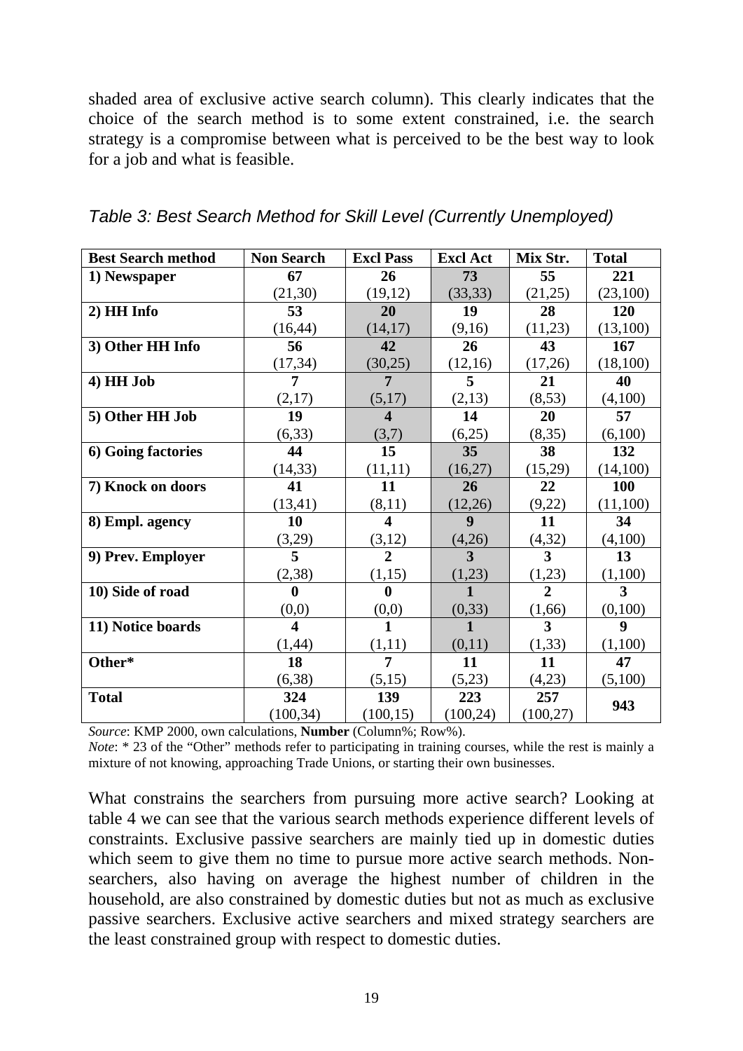shaded area of exclusive active search column). This clearly indicates that the choice of the search method is to some extent constrained, i.e. the search strategy is a compromise between what is perceived to be the best way to look for a job and what is feasible.

*Table 3: Best Search Method for Skill Level (Currently Unemployed)*

| Best Search method | Non Search | Excl Pass | Excl Act | Mix Str. | Total |
|---|---|---|---|---|---|
| **1) Newspaper** | **67** (21,30) | **26** (19,12) | **73** (33,33) | **55** (21,25) | **221** (23,100) |
| **2) HH Info** | **53** (16,44) | **20** (14,17) | **19** (9,16) | **28** (11,23) | **120** (13,100) |
| **3) Other HH Info** | **56** (17,34) | **42** (30,25) | **26** (12,16) | **43** (17,26) | **167** (18,100) |
| **4) HH Job** | **7** (2,17) | **7** (5,17) | **5** (2,13) | **21** (8,53) | **40** (4,100) |
| **5) Other HH Job** | **19** (6,33) | **4** (3,7) | **14** (6,25) | **20** (8,35) | **57** (6,100) |
| **6) Going factories** | **44** (14,33) | **15** (11,11) | **35** (16,27) | **38** (15,29) | **132** (14,100) |
| **7) Knock on doors** | **41** (13,41) | **11** (8,11) | **26** (12,26) | **22** (9,22) | **100** (11,100) |
| **8) Empl. agency** | **10** (3,29) | **4** (3,12) | **9** (4,26) | **11** (4,32) | **34** (4,100) |
| **9) Prev. Employer** | **5** (2,38) | **2** (1,15) | **3** (1,23) | **3** (1,23) | **13** (1,100) |
| **10) Side of road** | **0** (0,0) | **0** (0,0) | **1** (0,33) | **2** (1,66) | **3** (0,100) |
| **11) Notice boards** | **4** (1,44) | **1** (1,11) | **1** (0,11) | **3** (1,33) | **9** (1,100) |
| **Other*** | **18** (6,38) | **7** (5,15) | **11** (5,23) | **11** (4,23) | **47** (5,100) |
| **Total** | **324** (100,34) | **139** (100,15) | **223** (100,24) | **257** (100,27) | **943** |

*Source*: KMP 2000, own calculations, **Number** (Column%; Row%).

*Note*: * 23 of the "Other" methods refer to participating in training courses, while the rest is mainly a mixture of not knowing, approaching Trade Unions, or starting their own businesses.

What constrains the searchers from pursuing more active search? Looking at table 4 we can see that the various search methods experience different levels of constraints. Exclusive passive searchers are mainly tied up in domestic duties which seem to give them no time to pursue more active search methods. Non-searchers, also having on average the highest number of children in the household, are also constrained by domestic duties but not as much as exclusive passive searchers. Exclusive active searchers and mixed strategy searchers are the least constrained group with respect to domestic duties.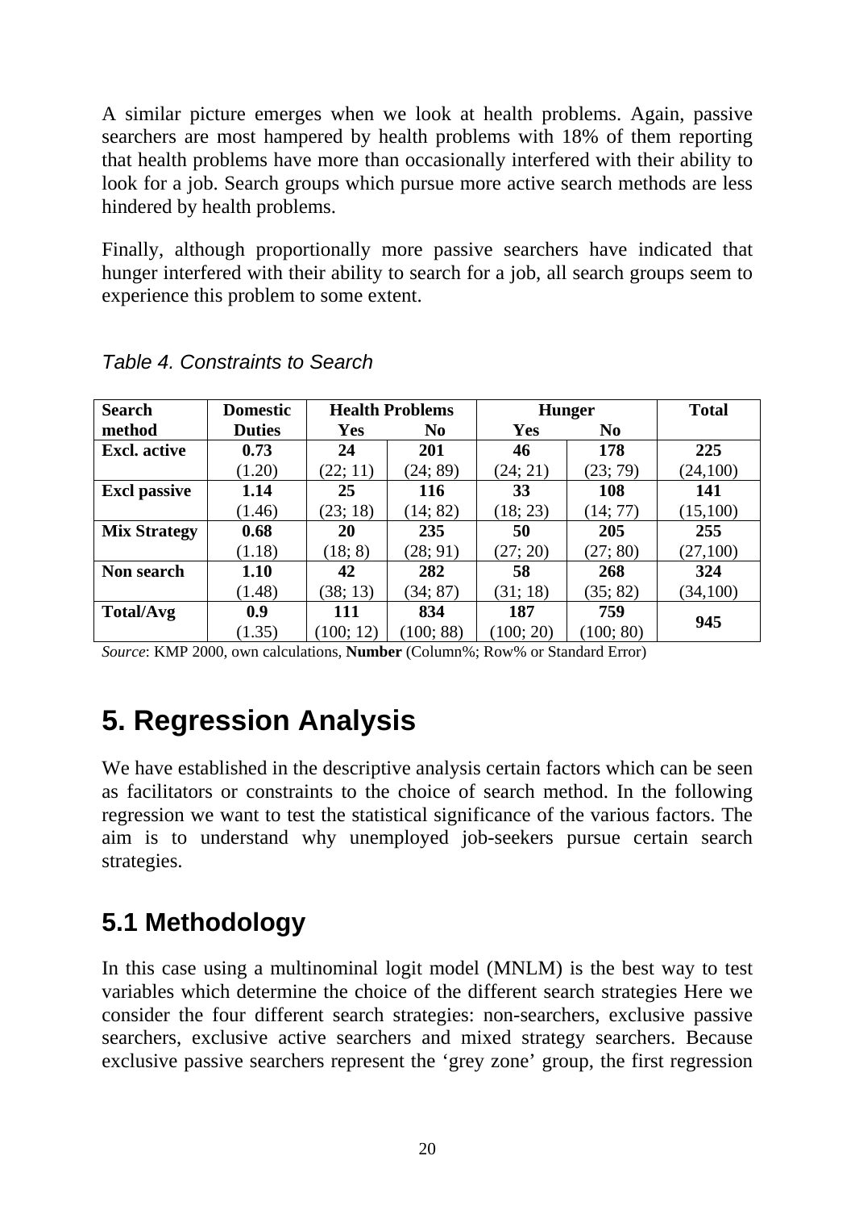A similar picture emerges when we look at health problems. Again, passive searchers are most hampered by health problems with 18% of them reporting that health problems have more than occasionally interfered with their ability to look for a job. Search groups which pursue more active search methods are less hindered by health problems.

Finally, although proportionally more passive searchers have indicated that hunger interfered with their ability to search for a job, all search groups seem to experience this problem to some extent.

*Table 4. Constraints to Search*

| Search method | Domestic Duties | Health Problems | | Hunger | | Total |
|---|---|---|---|---|---|---|
| | | Yes | No | Yes | No | |
| **Excl. active** | **0.73** (1.20) | **24** (22; 11) | **201** (24; 89) | **46** (24; 21) | **178** (23; 79) | **225** (24,100) |
| **Excl passive** | **1.14** (1.46) | **25** (23; 18) | **116** (14; 82) | **33** (18; 23) | **108** (14; 77) | **141** (15,100) |
| **Mix Strategy** | **0.68** (1.18) | **20** (18; 8) | **235** (28; 91) | **50** (27; 20) | **205** (27; 80) | **255** (27,100) |
| **Non search** | **1.10** (1.48) | **42** (38; 13) | **282** (34; 87) | **58** (31; 18) | **268** (35; 82) | **324** (34,100) |
| **Total/Avg** | **0.9** (1.35) | **111** (100; 12) | **834** (100; 88) | **187** (100; 20) | **759** (100; 80) | **945** |

*Source*: KMP 2000, own calculations, **Number** (Column%; Row% or Standard Error)

# 5. Regression Analysis

We have established in the descriptive analysis certain factors which can be seen as facilitators or constraints to the choice of search method. In the following regression we want to test the statistical significance of the various factors. The aim is to understand why unemployed job-seekers pursue certain search strategies.

## 5.1 Methodology

In this case using a multinominal logit model (MNLM) is the best way to test variables which determine the choice of the different search strategies Here we consider the four different search strategies: non-searchers, exclusive passive searchers, exclusive active searchers and mixed strategy searchers. Because exclusive passive searchers represent the 'grey zone' group, the first regression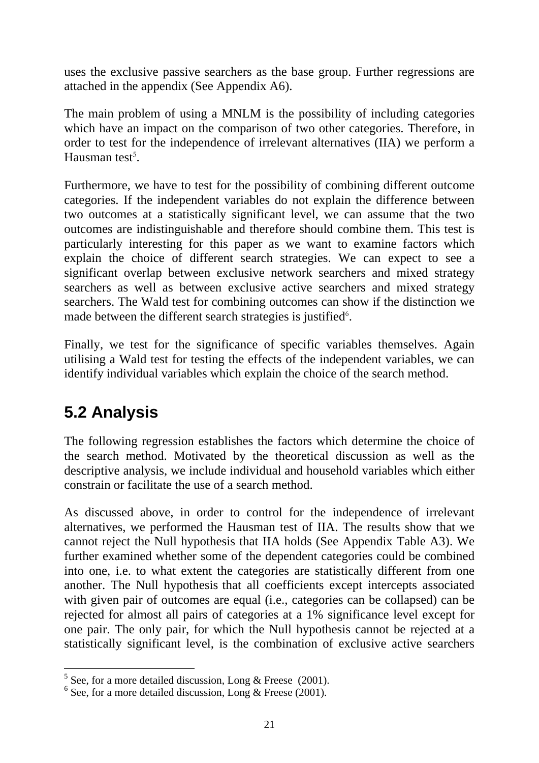uses the exclusive passive searchers as the base group. Further regressions are attached in the appendix (See Appendix A6).

The main problem of using a MNLM is the possibility of including categories which have an impact on the comparison of two other categories. Therefore, in order to test for the independence of irrelevant alternatives (IIA) we perform a Hausman test[5].

Furthermore, we have to test for the possibility of combining different outcome categories. If the independent variables do not explain the difference between two outcomes at a statistically significant level, we can assume that the two outcomes are indistinguishable and therefore should combine them. This test is particularly interesting for this paper as we want to examine factors which explain the choice of different search strategies. We can expect to see a significant overlap between exclusive network searchers and mixed strategy searchers as well as between exclusive active searchers and mixed strategy searchers. The Wald test for combining outcomes can show if the distinction we made between the different search strategies is justified[6].

Finally, we test for the significance of specific variables themselves. Again utilising a Wald test for testing the effects of the independent variables, we can identify individual variables which explain the choice of the search method.

## 5.2 Analysis

The following regression establishes the factors which determine the choice of the search method. Motivated by the theoretical discussion as well as the descriptive analysis, we include individual and household variables which either constrain or facilitate the use of a search method.

As discussed above, in order to control for the independence of irrelevant alternatives, we performed the Hausman test of IIA. The results show that we cannot reject the Null hypothesis that IIA holds (See Appendix Table A3). We further examined whether some of the dependent categories could be combined into one, i.e. to what extent the categories are statistically different from one another. The Null hypothesis that all coefficients except intercepts associated with given pair of outcomes are equal (i.e., categories can be collapsed) can be rejected for almost all pairs of categories at a 1% significance level except for one pair. The only pair, for which the Null hypothesis cannot be rejected at a statistically significant level, is the combination of exclusive active searchers

---

[5] See, for a more detailed discussion, Long & Freese (2001).

[6] See, for a more detailed discussion, Long & Freese (2001).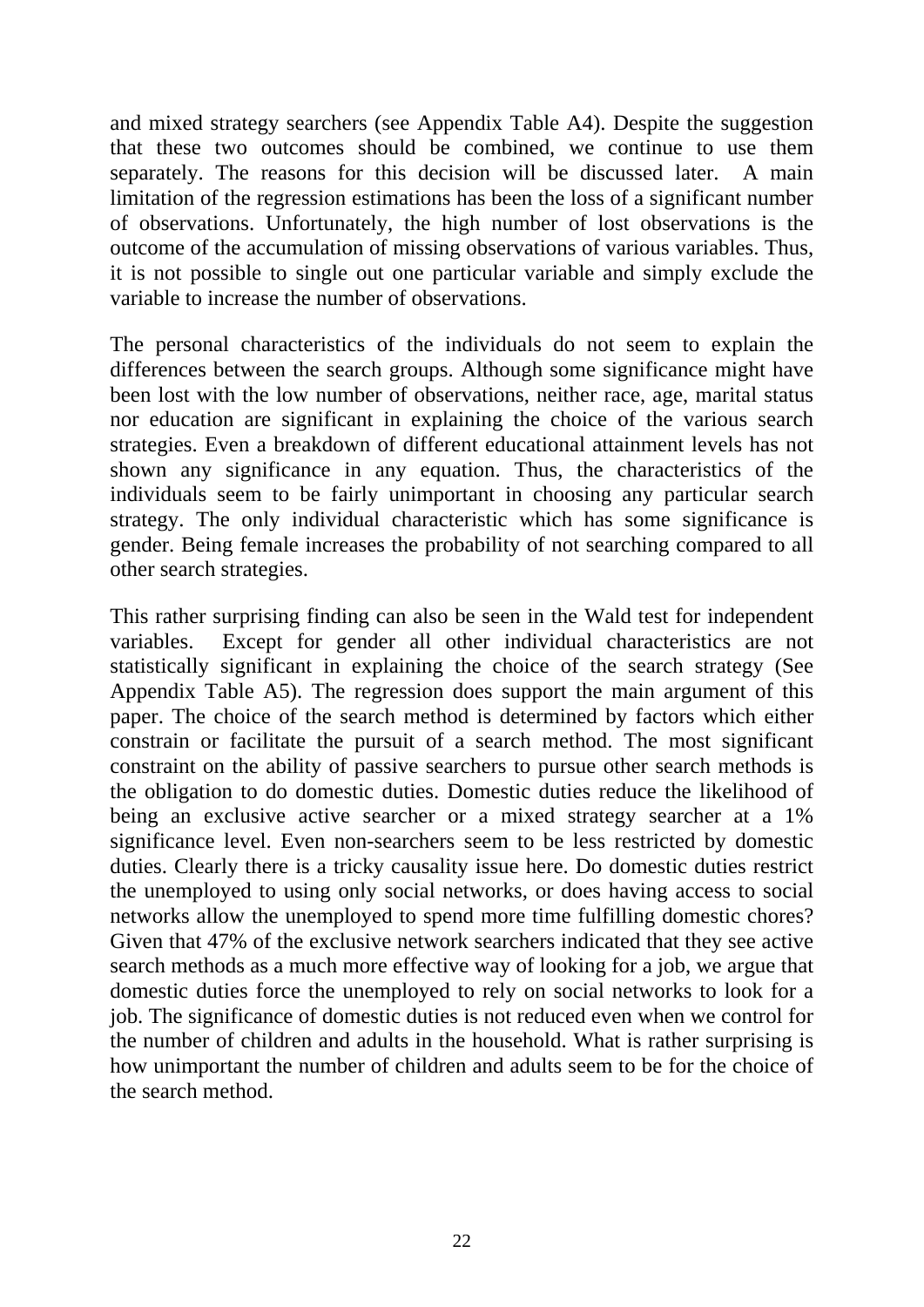and mixed strategy searchers (see Appendix Table A4). Despite the suggestion that these two outcomes should be combined, we continue to use them separately. The reasons for this decision will be discussed later. A main limitation of the regression estimations has been the loss of a significant number of observations. Unfortunately, the high number of lost observations is the outcome of the accumulation of missing observations of various variables. Thus, it is not possible to single out one particular variable and simply exclude the variable to increase the number of observations.

The personal characteristics of the individuals do not seem to explain the differences between the search groups. Although some significance might have been lost with the low number of observations, neither race, age, marital status nor education are significant in explaining the choice of the various search strategies. Even a breakdown of different educational attainment levels has not shown any significance in any equation. Thus, the characteristics of the individuals seem to be fairly unimportant in choosing any particular search strategy. The only individual characteristic which has some significance is gender. Being female increases the probability of not searching compared to all other search strategies.

This rather surprising finding can also be seen in the Wald test for independent variables. Except for gender all other individual characteristics are not statistically significant in explaining the choice of the search strategy (See Appendix Table A5). The regression does support the main argument of this paper. The choice of the search method is determined by factors which either constrain or facilitate the pursuit of a search method. The most significant constraint on the ability of passive searchers to pursue other search methods is the obligation to do domestic duties. Domestic duties reduce the likelihood of being an exclusive active searcher or a mixed strategy searcher at a 1% significance level. Even non-searchers seem to be less restricted by domestic duties. Clearly there is a tricky causality issue here. Do domestic duties restrict the unemployed to using only social networks, or does having access to social networks allow the unemployed to spend more time fulfilling domestic chores? Given that 47% of the exclusive network searchers indicated that they see active search methods as a much more effective way of looking for a job, we argue that domestic duties force the unemployed to rely on social networks to look for a job. The significance of domestic duties is not reduced even when we control for the number of children and adults in the household. What is rather surprising is how unimportant the number of children and adults seem to be for the choice of the search method.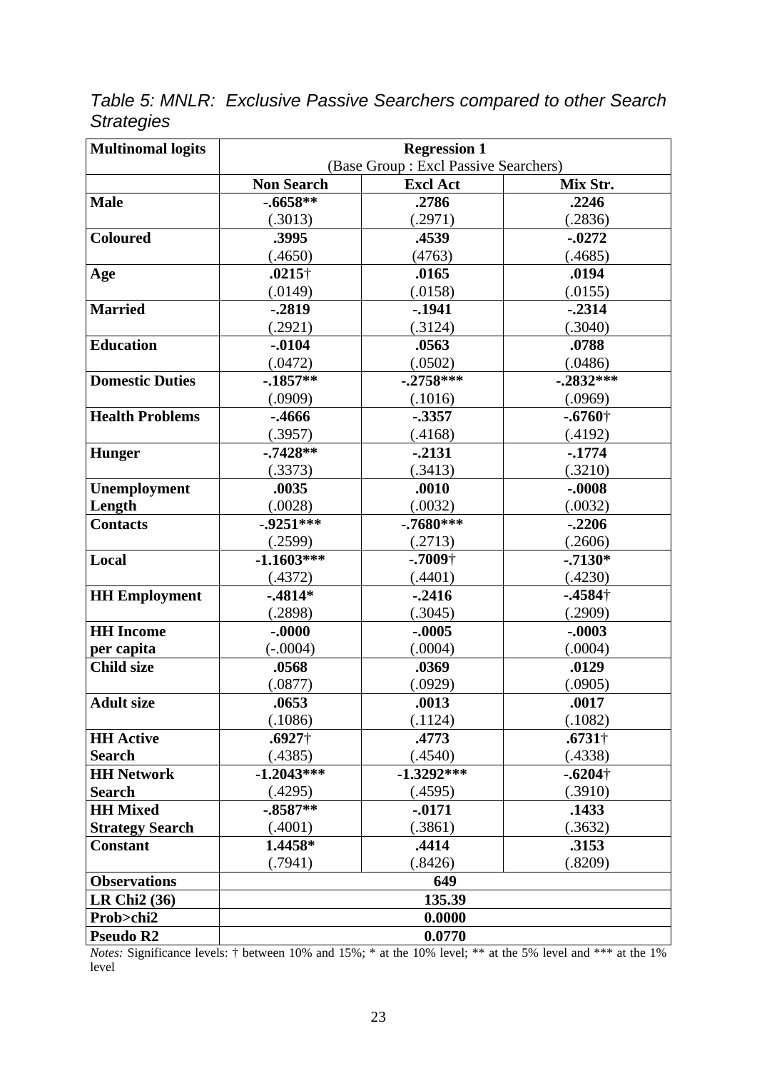*Table 5: MNLR: Exclusive Passive Searchers compared to other Search Strategies*

| Multinomal logits | Regression 1 (Base Group : Excl Passive Searchers) | | |
|---|---|---|---|
| | **Non Search** | **Excl Act** | **Mix Str.** |
| **Male** | **-.6658**** | **.2786** | **.2246** |
| | (.3013) | (.2971) | (.2836) |
| **Coloured** | **.3995** | **.4539** | **-.0272** |
| | (.4650) | (4763) | (.4685) |
| **Age** | **.0215†** | **.0165** | **.0194** |
| | (.0149) | (.0158) | (.0155) |
| **Married** | **-.2819** | **-.1941** | **-.2314** |
| | (.2921) | (.3124) | (.3040) |
| **Education** | **-.0104** | **.0563** | **.0788** |
| | (.0472) | (.0502) | (.0486) |
| **Domestic Duties** | **-.1857**** | **-.2758***** | **-.2832***** |
| | (.0909) | (.1016) | (.0969) |
| **Health Problems** | **-.4666** | **-.3357** | **-.6760†** |
| | (.3957) | (.4168) | (.4192) |
| **Hunger** | **-.7428**** | **-.2131** | **-.1774** |
| | (.3373) | (.3413) | (.3210) |
| **Unemployment Length** | **.0035** | **.0010** | **-.0008** |
| | (.0028) | (.0032) | (.0032) |
| **Contacts** | **-.9251***** | **-.7680***** | **-.2206** |
| | (.2599) | (.2713) | (.2606) |
| **Local** | **-1.1603***** | **-.7009†** | **-.7130*** |
| | (.4372) | (.4401) | (.4230) |
| **HH Employment** | **-.4814*** | **-.2416** | **-.4584†** |
| | (.2898) | (.3045) | (.2909) |
| **HH Income per capita** | **-.0000** | **-.0005** | **-.0003** |
| | (-.0004) | (.0004) | (.0004) |
| **Child size** | **.0568** | **.0369** | **.0129** |
| | (.0877) | (.0929) | (.0905) |
| **Adult size** | **.0653** | **.0013** | **.0017** |
| | (.1086) | (.1124) | (.1082) |
| **HH Active Search** | **.6927†** | **.4773** | **.6731†** |
| | (.4385) | (.4540) | (.4338) |
| **HH Network Search** | **-1.2043***** | **-1.3292***** | **-.6204†** |
| | (.4295) | (.4595) | (.3910) |
| **HH Mixed Strategy Search** | **-.8587**** | **-.0171** | **.1433** |
| | (.4001) | (.3861) | (.3632) |
| **Constant** | **1.4458*** | **.4414** | **.3153** |
| | (.7941) | (.8426) | (.8209) |
| **Observations** | **649** | | |
| **LR Chi2 (36)** | **135.39** | | |
| **Prob>chi2** | **0.0000** | | |
| **Pseudo R2** | **0.0770** | | |

*Notes:* Significance levels: † between 10% and 15%; * at the 10% level; ** at the 5% level and *** at the 1% level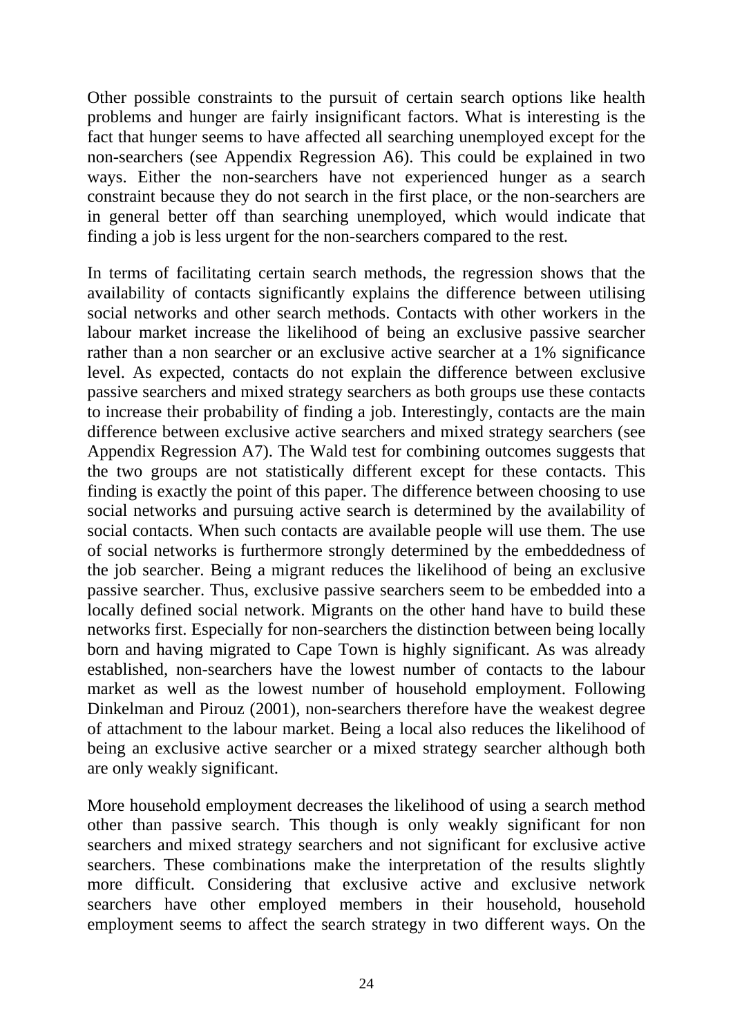Other possible constraints to the pursuit of certain search options like health problems and hunger are fairly insignificant factors. What is interesting is the fact that hunger seems to have affected all searching unemployed except for the non-searchers (see Appendix Regression A6). This could be explained in two ways. Either the non-searchers have not experienced hunger as a search constraint because they do not search in the first place, or the non-searchers are in general better off than searching unemployed, which would indicate that finding a job is less urgent for the non-searchers compared to the rest.

In terms of facilitating certain search methods, the regression shows that the availability of contacts significantly explains the difference between utilising social networks and other search methods. Contacts with other workers in the labour market increase the likelihood of being an exclusive passive searcher rather than a non searcher or an exclusive active searcher at a 1% significance level. As expected, contacts do not explain the difference between exclusive passive searchers and mixed strategy searchers as both groups use these contacts to increase their probability of finding a job. Interestingly, contacts are the main difference between exclusive active searchers and mixed strategy searchers (see Appendix Regression A7). The Wald test for combining outcomes suggests that the two groups are not statistically different except for these contacts. This finding is exactly the point of this paper. The difference between choosing to use social networks and pursuing active search is determined by the availability of social contacts. When such contacts are available people will use them. The use of social networks is furthermore strongly determined by the embeddedness of the job searcher. Being a migrant reduces the likelihood of being an exclusive passive searcher. Thus, exclusive passive searchers seem to be embedded into a locally defined social network. Migrants on the other hand have to build these networks first. Especially for non-searchers the distinction between being locally born and having migrated to Cape Town is highly significant. As was already established, non-searchers have the lowest number of contacts to the labour market as well as the lowest number of household employment. Following Dinkelman and Pirouz (2001), non-searchers therefore have the weakest degree of attachment to the labour market. Being a local also reduces the likelihood of being an exclusive active searcher or a mixed strategy searcher although both are only weakly significant.

More household employment decreases the likelihood of using a search method other than passive search. This though is only weakly significant for non searchers and mixed strategy searchers and not significant for exclusive active searchers. These combinations make the interpretation of the results slightly more difficult. Considering that exclusive active and exclusive network searchers have other employed members in their household, household employment seems to affect the search strategy in two different ways. On the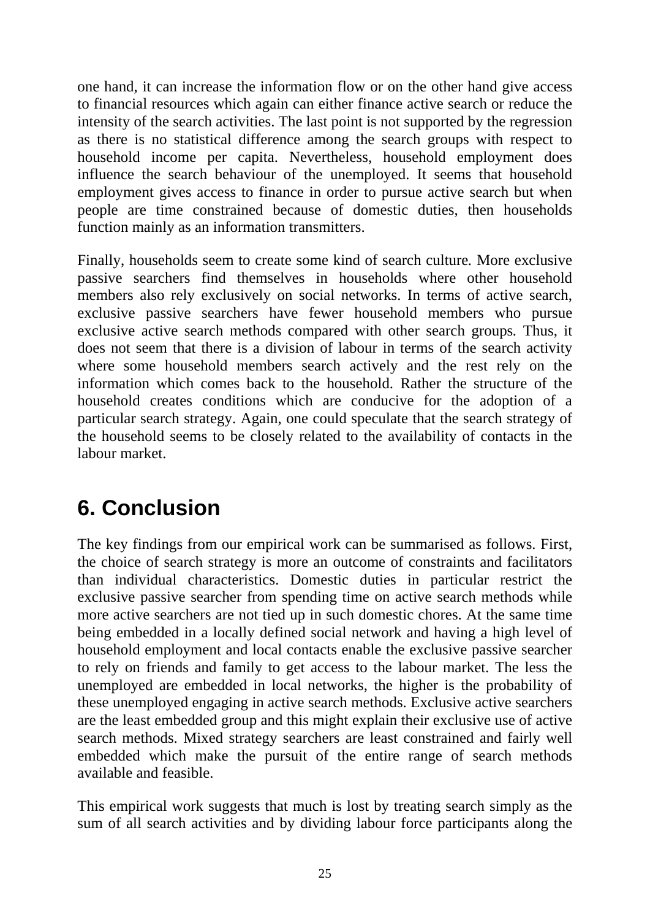one hand, it can increase the information flow or on the other hand give access to financial resources which again can either finance active search or reduce the intensity of the search activities. The last point is not supported by the regression as there is no statistical difference among the search groups with respect to household income per capita. Nevertheless, household employment does influence the search behaviour of the unemployed. It seems that household employment gives access to finance in order to pursue active search but when people are time constrained because of domestic duties, then households function mainly as an information transmitters.

Finally, households seem to create some kind of search culture. More exclusive passive searchers find themselves in households where other household members also rely exclusively on social networks. In terms of active search, exclusive passive searchers have fewer household members who pursue exclusive active search methods compared with other search groups. Thus, it does not seem that there is a division of labour in terms of the search activity where some household members search actively and the rest rely on the information which comes back to the household. Rather the structure of the household creates conditions which are conducive for the adoption of a particular search strategy. Again, one could speculate that the search strategy of the household seems to be closely related to the availability of contacts in the labour market.

# 6. Conclusion

The key findings from our empirical work can be summarised as follows. First, the choice of search strategy is more an outcome of constraints and facilitators than individual characteristics. Domestic duties in particular restrict the exclusive passive searcher from spending time on active search methods while more active searchers are not tied up in such domestic chores. At the same time being embedded in a locally defined social network and having a high level of household employment and local contacts enable the exclusive passive searcher to rely on friends and family to get access to the labour market. The less the unemployed are embedded in local networks, the higher is the probability of these unemployed engaging in active search methods. Exclusive active searchers are the least embedded group and this might explain their exclusive use of active search methods. Mixed strategy searchers are least constrained and fairly well embedded which make the pursuit of the entire range of search methods available and feasible.

This empirical work suggests that much is lost by treating search simply as the sum of all search activities and by dividing labour force participants along the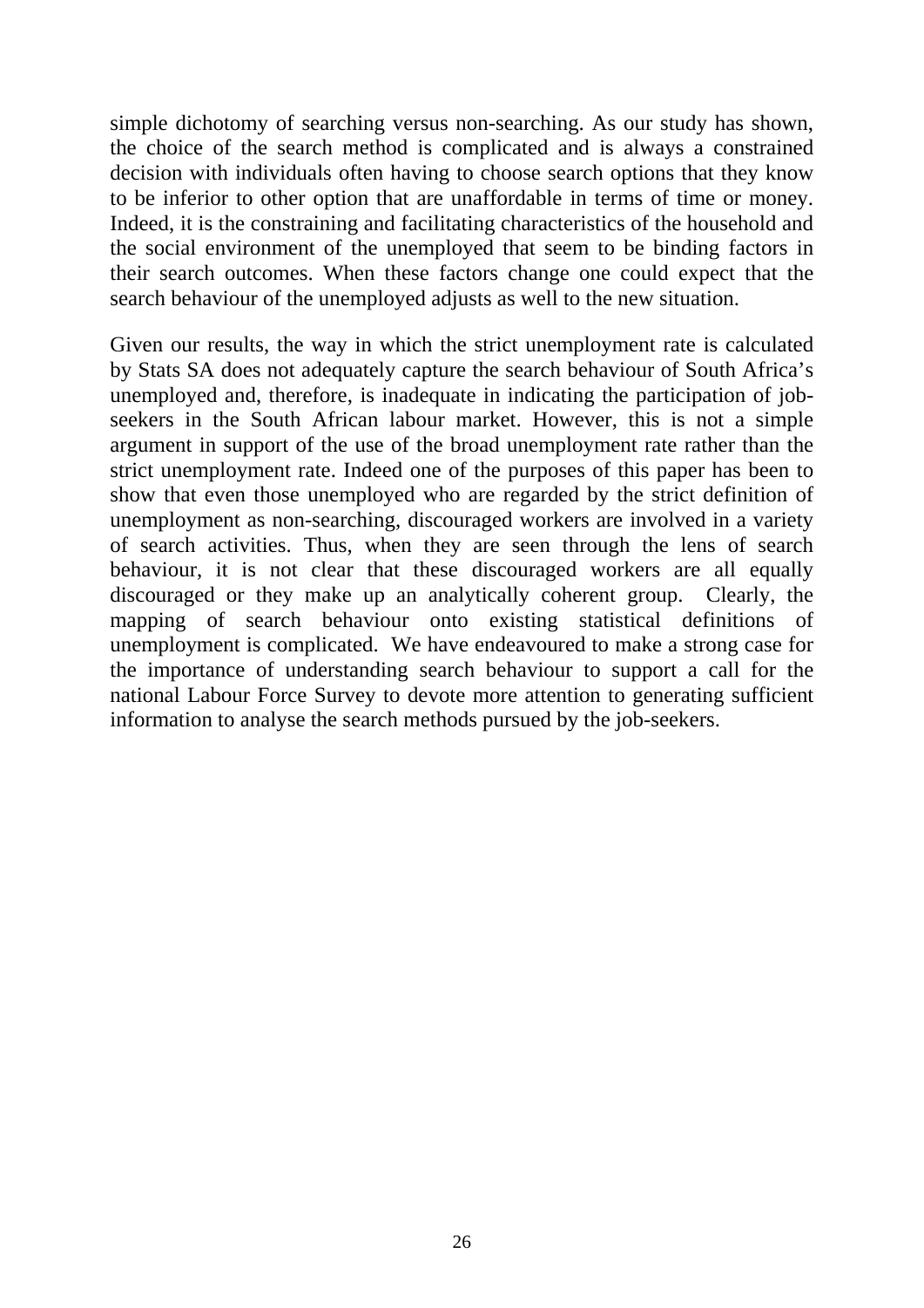simple dichotomy of searching versus non-searching. As our study has shown, the choice of the search method is complicated and is always a constrained decision with individuals often having to choose search options that they know to be inferior to other option that are unaffordable in terms of time or money. Indeed, it is the constraining and facilitating characteristics of the household and the social environment of the unemployed that seem to be binding factors in their search outcomes. When these factors change one could expect that the search behaviour of the unemployed adjusts as well to the new situation.

Given our results, the way in which the strict unemployment rate is calculated by Stats SA does not adequately capture the search behaviour of South Africa's unemployed and, therefore, is inadequate in indicating the participation of job-seekers in the South African labour market. However, this is not a simple argument in support of the use of the broad unemployment rate rather than the strict unemployment rate. Indeed one of the purposes of this paper has been to show that even those unemployed who are regarded by the strict definition of unemployment as non-searching, discouraged workers are involved in a variety of search activities. Thus, when they are seen through the lens of search behaviour, it is not clear that these discouraged workers are all equally discouraged or they make up an analytically coherent group. Clearly, the mapping of search behaviour onto existing statistical definitions of unemployment is complicated. We have endeavoured to make a strong case for the importance of understanding search behaviour to support a call for the national Labour Force Survey to devote more attention to generating sufficient information to analyse the search methods pursued by the job-seekers.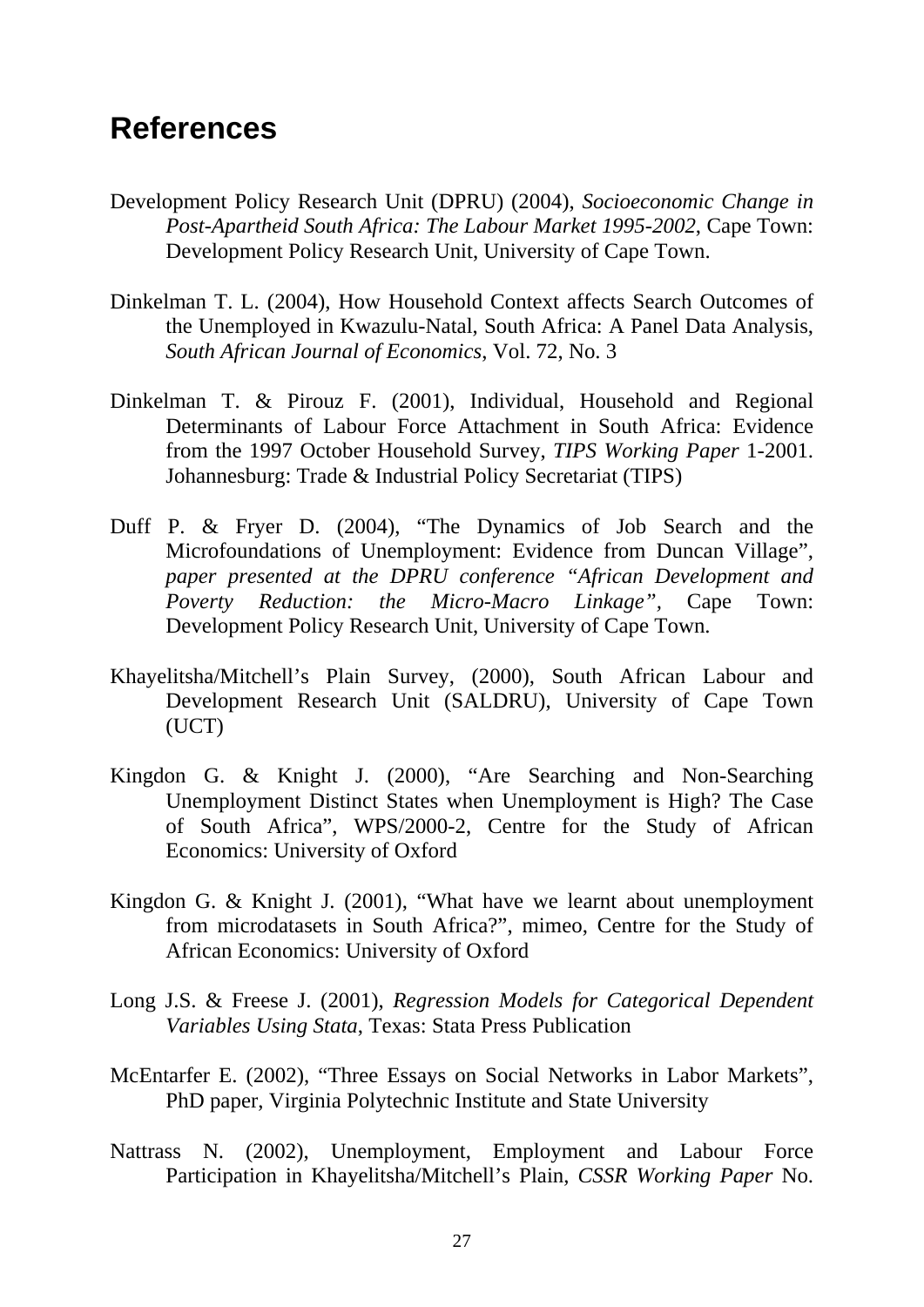## References

Development Policy Research Unit (DPRU) (2004), *Socioeconomic Change in Post-Apartheid South Africa: The Labour Market 1995-2002*, Cape Town: Development Policy Research Unit, University of Cape Town.

Dinkelman T. L. (2004), How Household Context affects Search Outcomes of the Unemployed in Kwazulu-Natal, South Africa: A Panel Data Analysis, *South African Journal of Economics*, Vol. 72, No. 3

Dinkelman T. & Pirouz F. (2001), Individual, Household and Regional Determinants of Labour Force Attachment in South Africa: Evidence from the 1997 October Household Survey, *TIPS Working Paper* 1-2001. Johannesburg: Trade & Industrial Policy Secretariat (TIPS)

Duff P. & Fryer D. (2004), "The Dynamics of Job Search and the Microfoundations of Unemployment: Evidence from Duncan Village", *paper presented at the DPRU conference "African Development and Poverty Reduction: the Micro-Macro Linkage"*, Cape Town: Development Policy Research Unit, University of Cape Town.

Khayelitsha/Mitchell's Plain Survey, (2000), South African Labour and Development Research Unit (SALDRU), University of Cape Town (UCT)

Kingdon G. & Knight J. (2000), "Are Searching and Non-Searching Unemployment Distinct States when Unemployment is High? The Case of South Africa", WPS/2000-2, Centre for the Study of African Economics: University of Oxford

Kingdon G. & Knight J. (2001), "What have we learnt about unemployment from microdatasets in South Africa?", mimeo, Centre for the Study of African Economics: University of Oxford

Long J.S. & Freese J. (2001), *Regression Models for Categorical Dependent Variables Using Stata*, Texas: Stata Press Publication

McEntarfer E. (2002), "Three Essays on Social Networks in Labor Markets", PhD paper, Virginia Polytechnic Institute and State University

Nattrass N. (2002), Unemployment, Employment and Labour Force Participation in Khayelitsha/Mitchell's Plain, *CSSR Working Paper* No.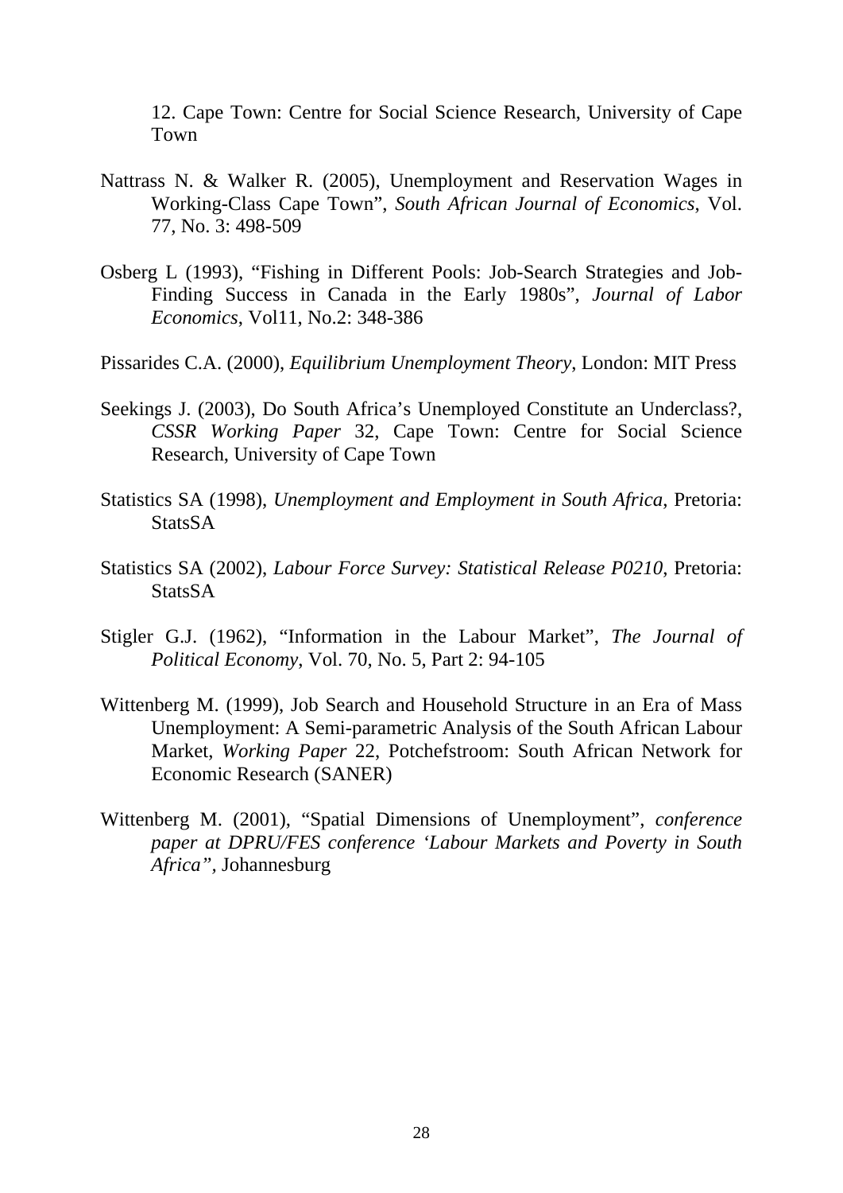12. Cape Town: Centre for Social Science Research, University of Cape Town

Nattrass N. & Walker R. (2005), Unemployment and Reservation Wages in Working-Class Cape Town", *South African Journal of Economics*, Vol. 77, No. 3: 498-509

Osberg L (1993), "Fishing in Different Pools: Job-Search Strategies and Job-Finding Success in Canada in the Early 1980s", *Journal of Labor Economics*, Vol11, No.2: 348-386

Pissarides C.A. (2000), *Equilibrium Unemployment Theory*, London: MIT Press

Seekings J. (2003), Do South Africa's Unemployed Constitute an Underclass?, *CSSR Working Paper* 32, Cape Town: Centre for Social Science Research, University of Cape Town

Statistics SA (1998), *Unemployment and Employment in South Africa*, Pretoria: StatsSA

Statistics SA (2002), *Labour Force Survey: Statistical Release P0210*, Pretoria: StatsSA

Stigler G.J. (1962), "Information in the Labour Market", *The Journal of Political Economy*, Vol. 70, No. 5, Part 2: 94-105

Wittenberg M. (1999), Job Search and Household Structure in an Era of Mass Unemployment: A Semi-parametric Analysis of the South African Labour Market, *Working Paper* 22, Potchefstroom: South African Network for Economic Research (SANER)

Wittenberg M. (2001), "Spatial Dimensions of Unemployment", *conference paper at DPRU/FES conference 'Labour Markets and Poverty in South Africa"*, Johannesburg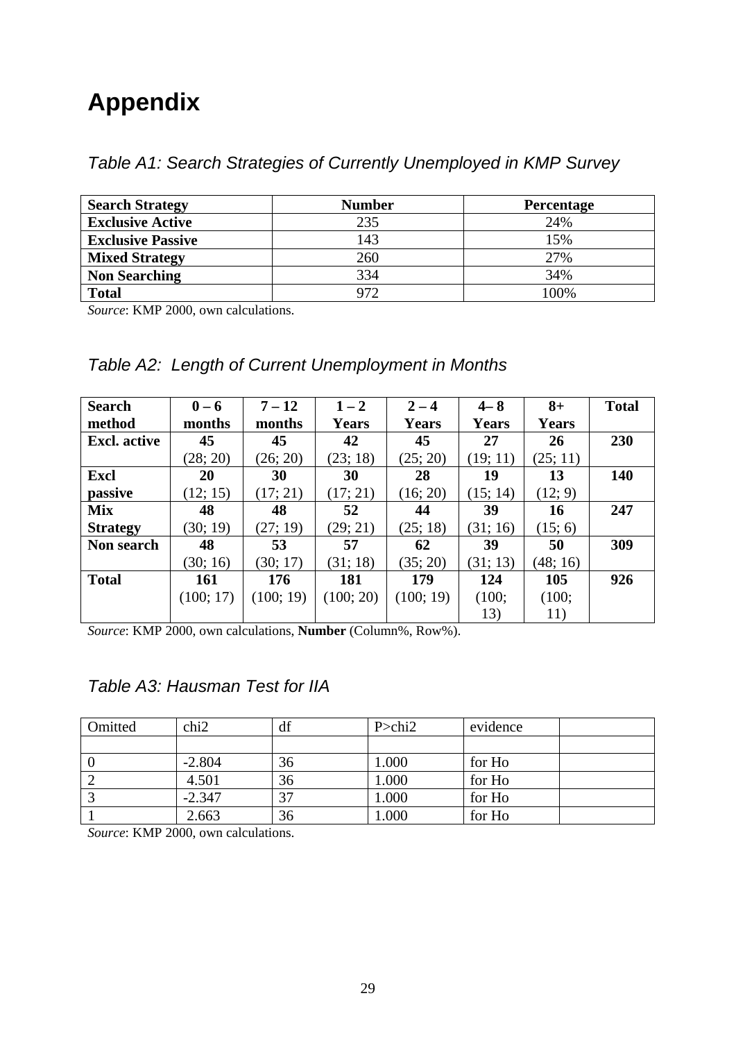# Appendix

*Table A1: Search Strategies of Currently Unemployed in KMP Survey*

| Search Strategy | Number | Percentage |
|---|---|---|
| **Exclusive Active** | 235 | 24% |
| **Exclusive Passive** | 143 | 15% |
| **Mixed Strategy** | 260 | 27% |
| **Non Searching** | 334 | 34% |
| **Total** | 972 | 100% |

*Source*: KMP 2000, own calculations.

*Table A2: Length of Current Unemployment in Months*

| Search method | 0 – 6 months | 7 – 12 months | 1 – 2 Years | 2 – 4 Years | 4– 8 Years | 8+ Years | Total |
|---|---|---|---|---|---|---|---|
| **Excl. active** | **45** (28; 20) | **45** (26; 20) | **42** (23; 18) | **45** (25; 20) | **27** (19; 11) | **26** (25; 11) | **230** |
| **Excl passive** | **20** (12; 15) | **30** (17; 21) | **30** (17; 21) | **28** (16; 20) | **19** (15; 14) | **13** (12; 9) | **140** |
| **Mix Strategy** | **48** (30; 19) | **48** (27; 19) | **52** (29; 21) | **44** (25; 18) | **39** (31; 16) | **16** (15; 6) | **247** |
| **Non search** | **48** (30; 16) | **53** (30; 17) | **57** (31; 18) | **62** (35; 20) | **39** (31; 13) | **50** (48; 16) | **309** |
| **Total** | **161** (100; 17) | **176** (100; 19) | **181** (100; 20) | **179** (100; 19) | **124** (100; 13) | **105** (100; 11) | **926** |

*Source*: KMP 2000, own calculations, **Number** (Column%, Row%).

*Table A3: Hausman Test for IIA*

| Omitted | chi2 | df | P>chi2 | evidence | |
|---|---|---|---|---|---|
| | | | | | |
| 0 | -2.804 | 36 | 1.000 | for Ho | |
| 2 | 4.501 | 36 | 1.000 | for Ho | |
| 3 | -2.347 | 37 | 1.000 | for Ho | |
| 1 | 2.663 | 36 | 1.000 | for Ho | |

*Source*: KMP 2000, own calculations.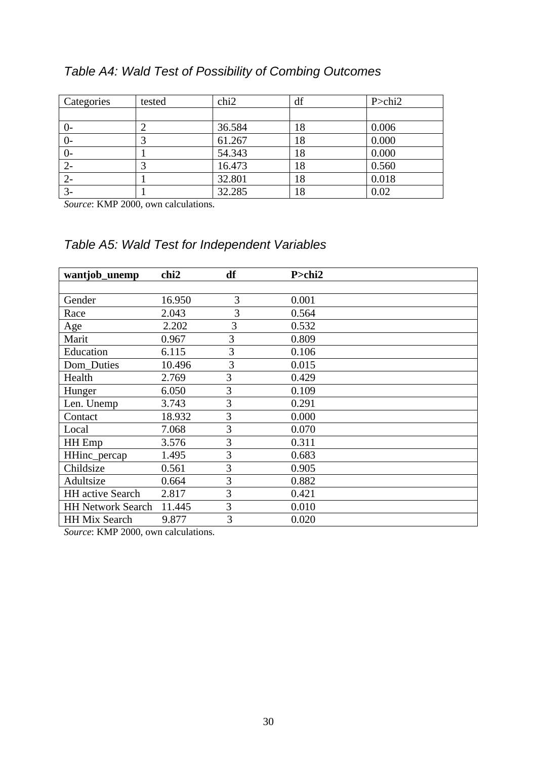### *Table A4: Wald Test of Possibility of Combing Outcomes*

| Categories | tested | chi2 | df | P>chi2 |
|---|---|---|---|---|
| | | | | |
| 0- | 2 | 36.584 | 18 | 0.006 |
| 0- | 3 | 61.267 | 18 | 0.000 |
| 0- | 1 | 54.343 | 18 | 0.000 |
| 2- | 3 | 16.473 | 18 | 0.560 |
| 2- | 1 | 32.801 | 18 | 0.018 |
| 3- | 1 | 32.285 | 18 | 0.02 |

*Source*: KMP 2000, own calculations.

### *Table A5: Wald Test for Independent Variables*

| **wantjob_unemp** | **chi2** | **df** | **P>chi2** |
|---|---|---|---|
| | | | |
| Gender | 16.950 | 3 | 0.001 |
| Race | 2.043 | 3 | 0.564 |
| Age | 2.202 | 3 | 0.532 |
| Marit | 0.967 | 3 | 0.809 |
| Education | 6.115 | 3 | 0.106 |
| Dom_Duties | 10.496 | 3 | 0.015 |
| Health | 2.769 | 3 | 0.429 |
| Hunger | 6.050 | 3 | 0.109 |
| Len. Unemp | 3.743 | 3 | 0.291 |
| Contact | 18.932 | 3 | 0.000 |
| Local | 7.068 | 3 | 0.070 |
| HH Emp | 3.576 | 3 | 0.311 |
| HHinc_percap | 1.495 | 3 | 0.683 |
| Childsize | 0.561 | 3 | 0.905 |
| Adultsize | 0.664 | 3 | 0.882 |
| HH active Search | 2.817 | 3 | 0.421 |
| HH Network Search | 11.445 | 3 | 0.010 |
| HH Mix Search | 9.877 | 3 | 0.020 |

*Source*: KMP 2000, own calculations.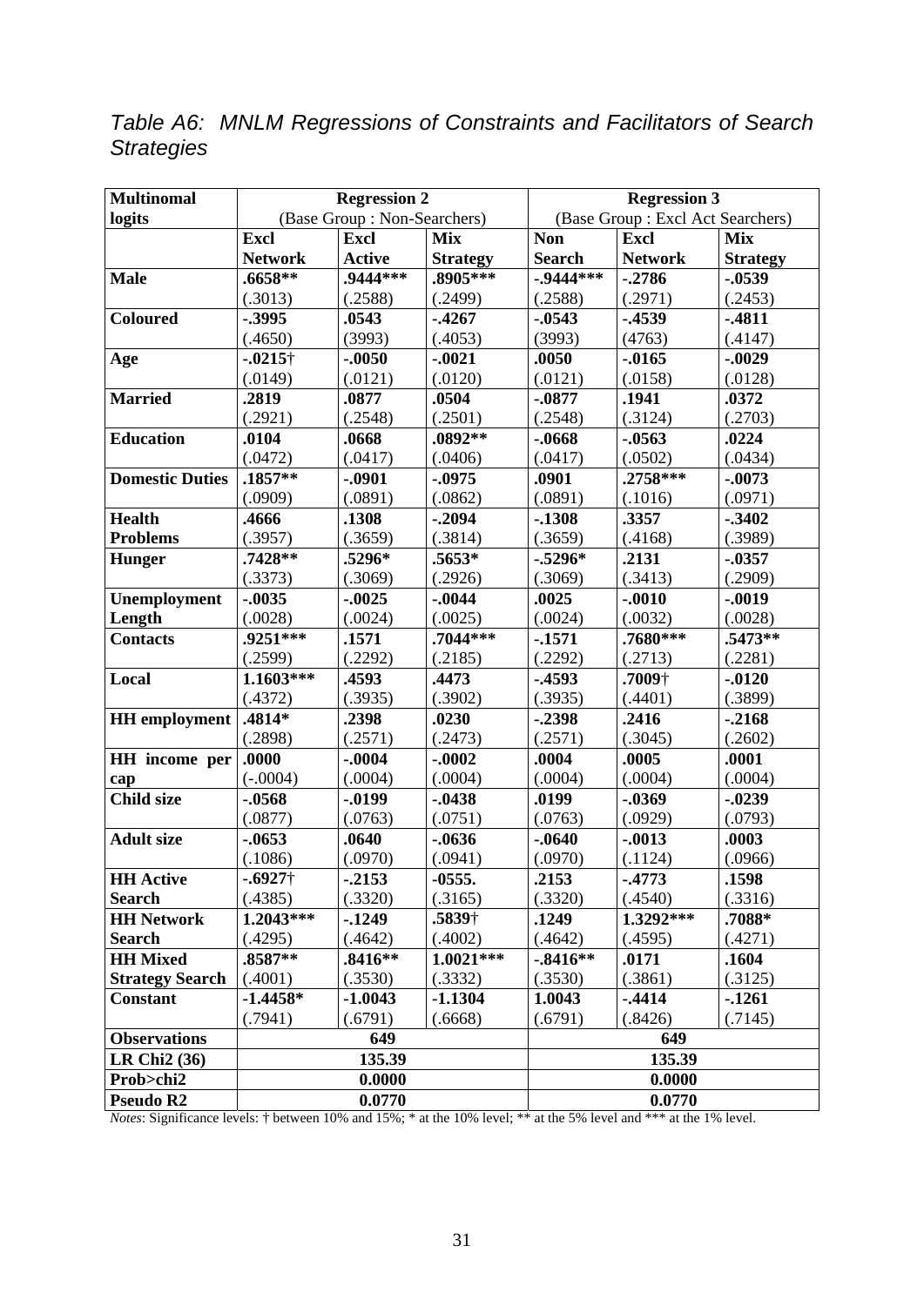*Table A6: MNLM Regressions of Constraints and Facilitators of Search Strategies*

| Multinomal logits | Regression 2 (Base Group : Non-Searchers) | | | Regression 3 (Base Group : Excl Act Searchers) | | |
|---|---|---|---|---|---|---|
| | **Excl Network** | **Excl Active** | **Mix Strategy** | **Non Search** | **Excl Network** | **Mix Strategy** |
| **Male** | **.6658**** | **.9444***** | **.8905***** | **-.9444***** | **-.2786** | **-.0539** |
| | (.3013) | (.2588) | (.2499) | (.2588) | (.2971) | (.2453) |
| **Coloured** | **-.3995** | **.0543** | **-.4267** | **-.0543** | **-.4539** | **-.4811** |
| | (.4650) | (3993) | (.4053) | (3993) | (4763) | (.4147) |
| **Age** | **-.0215†** | **-.0050** | **-.0021** | **.0050** | **-.0165** | **-.0029** |
| | (.0149) | (.0121) | (.0120) | (.0121) | (.0158) | (.0128) |
| **Married** | **.2819** | **.0877** | **.0504** | **-.0877** | **.1941** | **.0372** |
| | (.2921) | (.2548) | (.2501) | (.2548) | (.3124) | (.2703) |
| **Education** | **.0104** | **.0668** | **.0892**** | **-.0668** | **-.0563** | **.0224** |
| | (.0472) | (.0417) | (.0406) | (.0417) | (.0502) | (.0434) |
| **Domestic Duties** | **.1857**** | **-.0901** | **-.0975** | **.0901** | **.2758***** | **-.0073** |
| | (.0909) | (.0891) | (.0862) | (.0891) | (.1016) | (.0971) |
| **Health Problems** | **.4666** | **.1308** | **-.2094** | **-.1308** | **.3357** | **-.3402** |
| | (.3957) | (.3659) | (.3814) | (.3659) | (.4168) | (.3989) |
| **Hunger** | **.7428**** | **.5296*** | **.5653*** | **-.5296*** | **.2131** | **-.0357** |
| | (.3373) | (.3069) | (.2926) | (.3069) | (.3413) | (.2909) |
| **Unemployment Length** | **-.0035** | **-.0025** | **-.0044** | **.0025** | **-.0010** | **-.0019** |
| | (.0028) | (.0024) | (.0025) | (.0024) | (.0032) | (.0028) |
| **Contacts** | **.9251***** | **.1571** | **.7044***** | **-.1571** | **.7680***** | **.5473**** |
| | (.2599) | (.2292) | (.2185) | (.2292) | (.2713) | (.2281) |
| **Local** | **1.1603***** | **.4593** | **.4473** | **-.4593** | **.7009†** | **-.0120** |
| | (.4372) | (.3935) | (.3902) | (.3935) | (.4401) | (.3899) |
| **HH employment** | **.4814*** | **.2398** | **.0230** | **-.2398** | **.2416** | **-.2168** |
| | (.2898) | (.2571) | (.2473) | (.2571) | (.3045) | (.2602) |
| **HH income per cap** | **.0000** | **-.0004** | **-.0002** | **.0004** | **.0005** | **.0001** |
| | (-.0004) | (.0004) | (.0004) | (.0004) | (.0004) | (.0004) |
| **Child size** | **-.0568** | **-.0199** | **-.0438** | **.0199** | **-.0369** | **-.0239** |
| | (.0877) | (.0763) | (.0751) | (.0763) | (.0929) | (.0793) |
| **Adult size** | **-.0653** | **.0640** | **-.0636** | **-.0640** | **-.0013** | **.0003** |
| | (.1086) | (.0970) | (.0941) | (.0970) | (.1124) | (.0966) |
| **HH Active Search** | **-.6927†** | **-.2153** | **-0555.** | **.2153** | **-.4773** | **.1598** |
| | (.4385) | (.3320) | (.3165) | (.3320) | (.4540) | (.3316) |
| **HH Network Search** | **1.2043***** | **-.1249** | **.5839†** | **.1249** | **1.3292***** | **.7088*** |
| | (.4295) | (.4642) | (.4002) | (.4642) | (.4595) | (.4271) |
| **HH Mixed Strategy Search** | **.8587**** | **.8416**** | **1.0021***** | **-.8416**** | **.0171** | **.1604** |
| | (.4001) | (.3530) | (.3332) | (.3530) | (.3861) | (.3125) |
| **Constant** | **-1.4458*** | **-1.0043** | **-1.1304** | **1.0043** | **-.4414** | **-.1261** |
| | (.7941) | (.6791) | (.6668) | (.6791) | (.8426) | (.7145) |
| **Observations** | **649** | | | **649** | | |
| **LR Chi2 (36)** | **135.39** | | | **135.39** | | |
| **Prob>chi2** | **0.0000** | | | **0.0000** | | |
| **Pseudo R2** | **0.0770** | | | **0.0770** | | |

*Notes*: Significance levels: † between 10% and 15%; * at the 10% level; ** at the 5% level and *** at the 1% level.